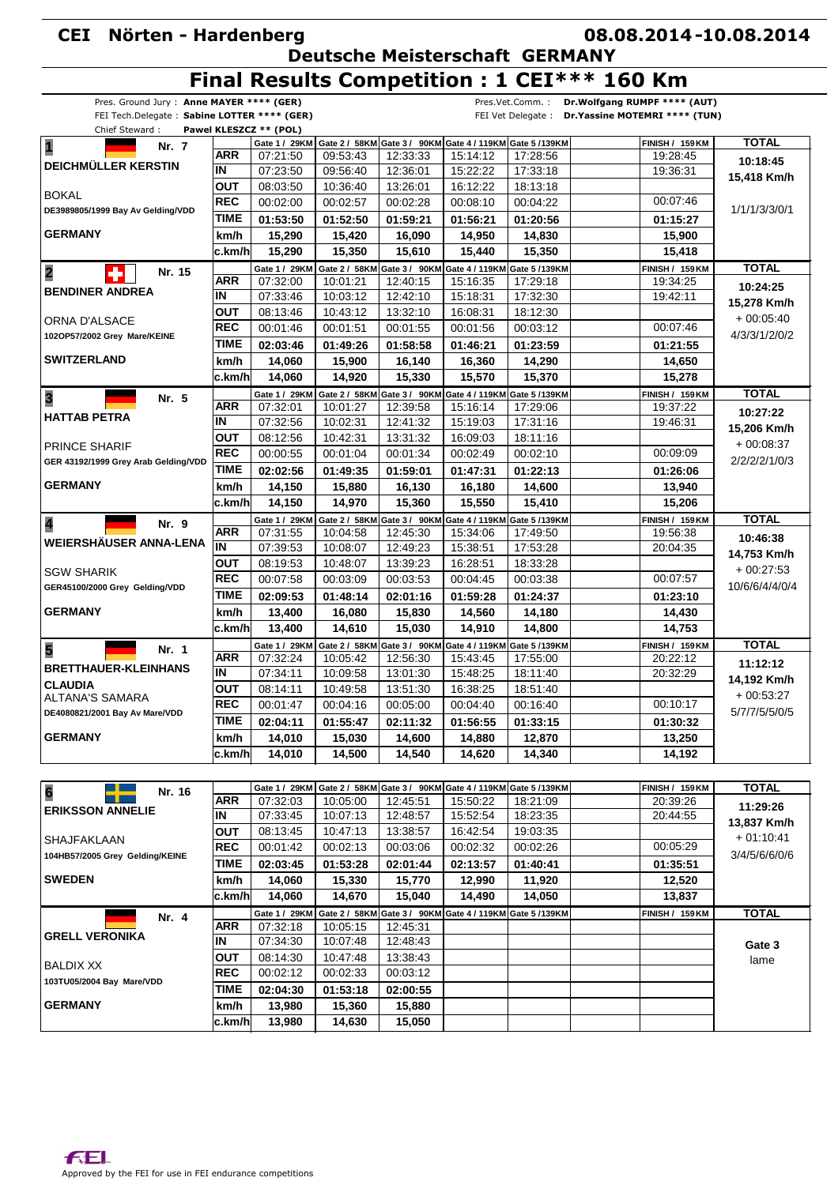# CEI Nörten - Hardenberg

**08.08.2014-10.08.2014**

## Deutsche Meisterschaft GERMANY

# Final Results Competition : 1 CEI*** 160 Km

Pres. Ground Jury : **Anne MAYER \*\*\*\* (GER)**
FEI Tech.Delegate : **Sabine LOTTER \*\*\*\* (GER)**
Chief Steward : **Pawel KLESZCZ \*\* (POL)**

Pres.Vet.Comm. : **Dr.Wolfgang RUMPF \*\*\*\* (AUT)**
FEI Vet Delegate : **Dr.Yassine MOTEMRI \*\*\*\* (TUN)**

| Rider / Horse | | Gate 1 / 29KM | Gate 2 / 58KM | Gate 3 / 90KM | Gate 4 / 119KM | Gate 5 / 139KM | | FINISH / 159KM | TOTAL |
|---|---|---|---|---|---|---|---|---|---|
| **1** Nr. 7 | ARR | 07:21:50 | 09:53:43 | 12:33:33 | 15:14:12 | 17:28:56 | | 19:28:45 | **10:18:45** |
| **DEICHMÜLLER KERSTIN** | IN | 07:23:50 | 09:56:40 | 12:36:01 | 15:22:22 | 17:33:18 | | 19:36:31 | **15,418 Km/h** |
| BOKAL | OUT | 08:03:50 | 10:36:40 | 13:26:01 | 16:12:22 | 18:13:18 | | | |
| DE3989805/1999 Bay Av Gelding/VDD | REC | 00:02:00 | 00:02:57 | 00:02:28 | 00:08:10 | 00:04:22 | | 00:07:46 | 1/1/1/3/3/0/1 |
| | TIME | **01:53:50** | **01:52:50** | **01:59:21** | **01:56:21** | **01:20:56** | | **01:15:27** | |
| **GERMANY** | km/h | **15,290** | **15,420** | **16,090** | **14,950** | **14,830** | | **15,900** | |
| | c.km/h | **15,290** | **15,350** | **15,610** | **15,440** | **15,350** | | **15,418** | |
| **2** Nr. 15 | ARR | 07:32:00 | 10:01:21 | 12:40:15 | 15:16:35 | 17:29:18 | | 19:34:25 | **10:24:25** |
| **BENDINER ANDREA** | IN | 07:33:46 | 10:03:12 | 12:42:10 | 15:18:31 | 17:32:30 | | 19:42:11 | **15,278 Km/h** |
| ORNA D'ALSACE | OUT | 08:13:46 | 10:43:12 | 13:32:10 | 16:08:31 | 18:12:30 | | | + 00:05:40 |
| 102OP57/2002 Grey Mare/KEINE | REC | 00:01:46 | 00:01:51 | 00:01:55 | 00:01:56 | 00:03:12 | | 00:07:46 | 4/3/3/1/2/0/2 |
| | TIME | **02:03:46** | **01:49:26** | **01:58:58** | **01:46:21** | **01:23:59** | | **01:21:55** | |
| **SWITZERLAND** | km/h | **14,060** | **15,900** | **16,140** | **16,360** | **14,290** | | **14,650** | |
| | c.km/h | **14,060** | **14,920** | **15,330** | **15,570** | **15,370** | | **15,278** | |
| **3** Nr. 5 | ARR | 07:32:01 | 10:01:27 | 12:39:58 | 15:16:14 | 17:29:06 | | 19:37:22 | **10:27:22** |
| **HATTAB PETRA** | IN | 07:32:56 | 10:02:31 | 12:41:32 | 15:19:03 | 17:31:16 | | 19:46:31 | **15,206 Km/h** |
| PRINCE SHARIF | OUT | 08:12:56 | 10:42:31 | 13:31:32 | 16:09:03 | 18:11:16 | | | + 00:08:37 |
| GER 43192/1999 Grey Arab Gelding/VDD | REC | 00:00:55 | 00:01:04 | 00:01:34 | 00:02:49 | 00:02:10 | | 00:09:09 | 2/2/2/2/1/0/3 |
| | TIME | **02:02:56** | **01:49:35** | **01:59:01** | **01:47:31** | **01:22:13** | | **01:26:06** | |
| **GERMANY** | km/h | **14,150** | **15,880** | **16,130** | **16,180** | **14,600** | | **13,940** | |
| | c.km/h | **14,150** | **14,970** | **15,360** | **15,550** | **15,410** | | **15,206** | |
| **4** Nr. 9 | ARR | 07:31:55 | 10:04:58 | 12:45:30 | 15:34:06 | 17:49:50 | | 19:56:38 | **10:46:38** |
| **WEIERSHÄUSER ANNA-LENA** | IN | 07:39:53 | 10:08:07 | 12:49:23 | 15:38:51 | 17:53:28 | | 20:04:35 | **14,753 Km/h** |
| SGW SHARIK | OUT | 08:19:53 | 10:48:07 | 13:39:23 | 16:28:51 | 18:33:28 | | | + 00:27:53 |
| GER45100/2000 Grey Gelding/VDD | REC | 00:07:58 | 00:03:09 | 00:03:53 | 00:04:45 | 00:03:38 | | 00:07:57 | 10/6/6/4/4/0/4 |
| | TIME | **02:09:53** | **01:48:14** | **02:01:16** | **01:59:28** | **01:24:37** | | **01:23:10** | |
| **GERMANY** | km/h | **13,400** | **16,080** | **15,830** | **14,560** | **14,180** | | **14,430** | |
| | c.km/h | **13,400** | **14,610** | **15,030** | **14,910** | **14,800** | | **14,753** | |
| **5** Nr. 1 | ARR | 07:32:24 | 10:05:42 | 12:56:30 | 15:43:45 | 17:55:00 | | 20:22:12 | **11:12:12** |
| **BRETTHAUER-KLEINHANS CLAUDIA** | IN | 07:34:11 | 10:09:58 | 13:01:30 | 15:48:25 | 18:11:40 | | 20:32:29 | **14,192 Km/h** |
| ALTANA'S SAMARA | OUT | 08:14:11 | 10:49:58 | 13:51:30 | 16:38:25 | 18:51:40 | | | + 00:53:27 |
| DE4080821/2001 Bay Av Mare/VDD | REC | 00:01:47 | 00:04:16 | 00:05:00 | 00:04:40 | 00:16:40 | | 00:10:17 | 5/7/7/5/5/0/5 |
| | TIME | **02:04:11** | **01:55:47** | **02:11:32** | **01:56:55** | **01:33:15** | | **01:30:32** | |
| **GERMANY** | km/h | **14,010** | **15,030** | **14,600** | **14,880** | **12,870** | | **13,250** | |
| | c.km/h | **14,010** | **14,500** | **14,540** | **14,620** | **14,340** | | **14,192** | |

| Rider / Horse | | Gate 1 / 29KM | Gate 2 / 58KM | Gate 3 / 90KM | Gate 4 / 119KM | Gate 5 / 139KM | | FINISH / 159KM | TOTAL |
|---|---|---|---|---|---|---|---|---|---|
| **6** Nr. 16 | ARR | 07:32:03 | 10:05:00 | 12:45:51 | 15:50:22 | 18:21:09 | | 20:39:26 | **11:29:26** |
| **ERIKSSON ANNELIE** | IN | 07:33:45 | 10:07:13 | 12:48:57 | 15:52:54 | 18:23:35 | | 20:44:55 | **13,837 Km/h** |
| SHAJFAKLAAN | OUT | 08:13:45 | 10:47:13 | 13:38:57 | 16:42:54 | 19:03:35 | | | + 01:10:41 |
| 104HB57/2005 Grey Gelding/KEINE | REC | 00:01:42 | 00:02:13 | 00:03:06 | 00:02:32 | 00:02:26 | | 00:05:29 | 3/4/5/6/6/0/6 |
| | TIME | **02:03:45** | **01:53:28** | **02:01:44** | **02:13:57** | **01:40:41** | | **01:35:51** | |
| **SWEDEN** | km/h | **14,060** | **15,330** | **15,770** | **12,990** | **11,920** | | **12,520** | |
| | c.km/h | **14,060** | **14,670** | **15,040** | **14,490** | **14,050** | | **13,837** | |
| Nr. 4 | ARR | 07:32:18 | 10:05:15 | 12:45:31 | | | | | |
| **GRELL VERONIKA** | IN | 07:34:30 | 10:07:48 | 12:48:43 | | | | | **Gate 3** |
| BALDIX XX | OUT | 08:14:30 | 10:47:48 | 13:38:43 | | | | | lame |
| 103TU05/2004 Bay Mare/VDD | REC | 00:02:12 | 00:02:33 | 00:03:12 | | | | | |
| | TIME | **02:04:30** | **01:53:18** | **02:00:55** | | | | | |
| **GERMANY** | km/h | **13,980** | **15,360** | **15,880** | | | | | |
| | c.km/h | **13,980** | **14,630** | **15,050** | | | | | |

Approved by the FEI for use in FEI endurance competitions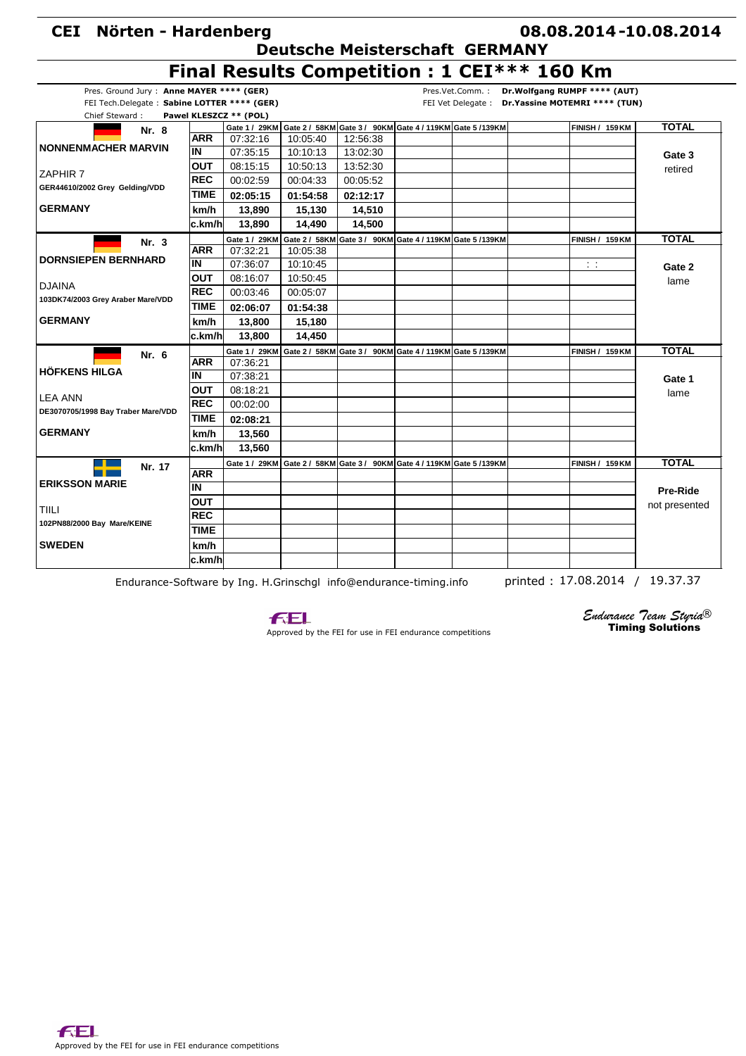# CEI Nörten - Hardenberg

08.08.2014-10.08.2014

## Deutsche Meisterschaft GERMANY

## Final Results Competition : 1 CEI*** 160 Km

Pres. Ground Jury : **Anne MAYER \*\*\*\* (GER)**
FEI Tech.Delegate : **Sabine LOTTER \*\*\*\* (GER)**
Chief Steward : **Pawel KLESZCZ \*\* (POL)**

Pres.Vet.Comm. : **Dr.Wolfgang RUMPF \*\*\*\* (AUT)**
FEI Vet Delegate : **Dr.Yassine MOTEMRI \*\*\*\* (TUN)**

| Nr. 8 | | Gate 1 / 29KM | Gate 2 / 58KM | Gate 3 / 90KM | Gate 4 / 119KM | Gate 5 / 139KM | | FINISH / 159KM | TOTAL |
|---|---|---|---|---|---|---|---|---|---|
| **NONNENMACHER MARVIN** | **ARR** | 07:32:16 | 10:05:40 | 12:56:38 | | | | | **Gate 3** retired |
| | **IN** | 07:35:15 | 10:10:13 | 13:02:30 | | | | | |
| ZAPHIR 7 | **OUT** | 08:15:15 | 10:50:13 | 13:52:30 | | | | | |
| GER44610/2002 Grey Gelding/VDD | **REC** | 00:02:59 | 00:04:33 | 00:05:52 | | | | | |
| | **TIME** | **02:05:15** | **01:54:58** | **02:12:17** | | | | | |
| **GERMANY** | **km/h** | **13,890** | **15,130** | **14,510** | | | | | |
| | **c.km/h** | **13,890** | **14,490** | **14,500** | | | | | |

| Nr. 3 | | Gate 1 / 29KM | Gate 2 / 58KM | Gate 3 / 90KM | Gate 4 / 119KM | Gate 5 / 139KM | | FINISH / 159KM | TOTAL |
|---|---|---|---|---|---|---|---|---|---|
| **DORNSIEPEN BERNHARD** | **ARR** | 07:32:21 | 10:05:38 | | | | | | **Gate 2** lame |
| | **IN** | 07:36:07 | 10:10:45 | | | | | : : | |
| DJAINA | **OUT** | 08:16:07 | 10:50:45 | | | | | | |
| 103DK74/2003 Grey Araber Mare/VDD | **REC** | 00:03:46 | 00:05:07 | | | | | | |
| | **TIME** | **02:06:07** | **01:54:38** | | | | | | |
| **GERMANY** | **km/h** | **13,800** | **15,180** | | | | | | |
| | **c.km/h** | **13,800** | **14,450** | | | | | | |

| Nr. 6 | | Gate 1 / 29KM | Gate 2 / 58KM | Gate 3 / 90KM | Gate 4 / 119KM | Gate 5 / 139KM | | FINISH / 159KM | TOTAL |
|---|---|---|---|---|---|---|---|---|---|
| **HÖFKENS HILGA** | **ARR** | 07:36:21 | | | | | | | **Gate 1** lame |
| | **IN** | 07:38:21 | | | | | | | |
| LEA ANN | **OUT** | 08:18:21 | | | | | | | |
| DE3070705/1998 Bay Traber Mare/VDD | **REC** | 00:02:00 | | | | | | | |
| | **TIME** | **02:08:21** | | | | | | | |
| **GERMANY** | **km/h** | **13,560** | | | | | | | |
| | **c.km/h** | **13,560** | | | | | | | |

| Nr. 17 | | Gate 1 / 29KM | Gate 2 / 58KM | Gate 3 / 90KM | Gate 4 / 119KM | Gate 5 / 139KM | | FINISH / 159KM | TOTAL |
|---|---|---|---|---|---|---|---|---|---|
| **ERIKSSON MARIE** | **ARR** | | | | | | | | **Pre-Ride** not presented |
| | **IN** | | | | | | | | |
| TIILI | **OUT** | | | | | | | | |
| 102PN88/2000 Bay Mare/KEINE | **REC** | | | | | | | | |
| | **TIME** | | | | | | | | |
| **SWEDEN** | **km/h** | | | | | | | | |
| | **c.km/h** | | | | | | | | |

Endurance-Software by Ing. H.Grinschgl info@endurance-timing.info

printed : 17.08.2014 / 19.37.37

FEI
Approved by the FEI for use in FEI endurance competitions

*Endurance Team Styria®*
**Timing Solutions**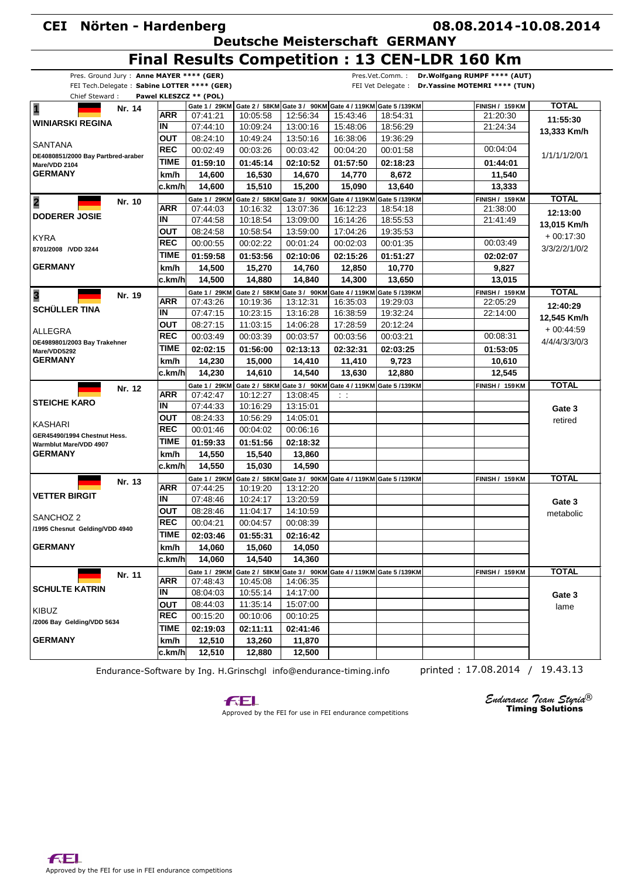# CEI Nörten - Hardenberg

**08.08.2014-10.08.2014**

## Deutsche Meisterschaft GERMANY

## Final Results Competition : 13 CEN-LDR 160 Km

Pres. Ground Jury : **Anne MAYER \*\*\*\* (GER)**
FEI Tech.Delegate : **Sabine LOTTER \*\*\*\* (GER)**
Chief Steward : **Pawel KLESZCZ \*\* (POL)**

Pres.Vet.Comm. : **Dr.Wolfgang RUMPF \*\*\*\* (AUT)**
FEI Vet Delegate : **Dr.Yassine MOTEMRI \*\*\*\* (TUN)**

| Rider / Horse | | Gate 1 / 29KM | Gate 2 / 58KM | Gate 3 / 90KM | Gate 4 / 119KM | Gate 5 /139KM | | FINISH / 159KM | TOTAL |
|---|---|---|---|---|---|---|---|---|---|
| **1** Nr. 14 | ARR | 07:41:21 | 10:05:58 | 12:56:34 | 15:43:46 | 18:54:31 | | 21:20:30 | **11:55:30** |
| **WINIARSKI REGINA** | IN | 07:44:10 | 10:09:24 | 13:00:16 | 15:48:06 | 18:56:29 | | 21:24:34 | **13,333 Km/h** |
| SANTANA | OUT | 08:24:10 | 10:49:24 | 13:50:16 | 16:38:06 | 19:36:29 | | | |
| DE4080851/2000 Bay Partbred-araber | REC | 00:02:49 | 00:03:26 | 00:03:42 | 00:04:20 | 00:01:58 | | 00:04:04 | 1/1/1/1/2/0/1 |
| Mare/VDD 2104 | TIME | **01:59:10** | **01:45:14** | **02:10:52** | **01:57:50** | **02:18:23** | | **01:44:01** | |
| **GERMANY** | km/h | **14,600** | **16,530** | **14,670** | **14,770** | **8,672** | | **11,540** | |
| | c.km/h | **14,600** | **15,510** | **15,200** | **15,090** | **13,640** | | **13,333** | |
| **2** Nr. 10 | ARR | 07:44:03 | 10:16:32 | 13:07:36 | 16:12:23 | 18:54:18 | | 21:38:00 | **12:13:00** |
| **DODERER JOSIE** | IN | 07:44:58 | 10:18:54 | 13:09:00 | 16:14:26 | 18:55:53 | | 21:41:49 | **13,015 Km/h** |
| KYRA | OUT | 08:24:58 | 10:58:54 | 13:59:00 | 17:04:26 | 19:35:53 | | | + 00:17:30 |
| 8701/2008 /VDD 3244 | REC | 00:00:55 | 00:02:22 | 00:01:24 | 00:02:03 | 00:01:35 | | 00:03:49 | 3/3/2/2/1/0/2 |
| | TIME | **01:59:58** | **01:53:56** | **02:10:06** | **02:15:26** | **01:51:27** | | **02:02:07** | |
| **GERMANY** | km/h | **14,500** | **15,270** | **14,760** | **12,850** | **10,770** | | **9,827** | |
| | c.km/h | **14,500** | **14,880** | **14,840** | **14,300** | **13,650** | | **13,015** | |
| **3** Nr. 19 | ARR | 07:43:26 | 10:19:36 | 13:12:31 | 16:35:03 | 19:29:03 | | 22:05:29 | **12:40:29** |
| **SCHÜLLER TINA** | IN | 07:47:15 | 10:23:15 | 13:16:28 | 16:38:59 | 19:32:24 | | 22:14:00 | **12,545 Km/h** |
| ALLEGRA | OUT | 08:27:15 | 11:03:15 | 14:06:28 | 17:28:59 | 20:12:24 | | | + 00:44:59 |
| DE4989801/2003 Bay Trakehner | REC | 00:03:49 | 00:03:39 | 00:03:57 | 00:03:56 | 00:03:21 | | 00:08:31 | 4/4/4/3/3/0/3 |
| Mare/VDD5292 | TIME | **02:02:15** | **01:56:00** | **02:13:13** | **02:32:31** | **02:03:25** | | **01:53:05** | |
| **GERMANY** | km/h | **14,230** | **15,000** | **14,410** | **11,410** | **9,723** | | **10,610** | |
| | c.km/h | **14,230** | **14,610** | **14,540** | **13,630** | **12,880** | | **12,545** | |
| Nr. 12 | ARR | 07:42:47 | 10:12:27 | 13:08:45 | : : | | | | |
| **STEICHE KARO** | IN | 07:44:33 | 10:16:29 | 13:15:01 | | | | | **Gate 3** |
| KASHARI | OUT | 08:24:33 | 10:56:29 | 14:05:01 | | | | | retired |
| GER45490/1994 Chestnut Hess. | REC | 00:01:46 | 00:04:02 | 00:06:16 | | | | | |
| Warmblut Mare/VDD 4907 | TIME | **01:59:33** | **01:51:56** | **02:18:32** | | | | | |
| **GERMANY** | km/h | **14,550** | **15,540** | **13,860** | | | | | |
| | c.km/h | **14,550** | **15,030** | **14,590** | | | | | |
| Nr. 13 | ARR | 07:44:25 | 10:19:20 | 13:12:20 | | | | | |
| **VETTER BIRGIT** | IN | 07:48:46 | 10:24:17 | 13:20:59 | | | | | **Gate 3** |
| SANCHOZ 2 | OUT | 08:28:46 | 11:04:17 | 14:10:59 | | | | | metabolic |
| /1995 Chesnut Gelding/VDD 4940 | REC | 00:04:21 | 00:04:57 | 00:08:39 | | | | | |
| | TIME | **02:03:46** | **01:55:31** | **02:16:42** | | | | | |
| **GERMANY** | km/h | **14,060** | **15,060** | **14,050** | | | | | |
| | c.km/h | **14,060** | **14,540** | **14,360** | | | | | |
| Nr. 11 | ARR | 07:48:43 | 10:45:08 | 14:06:35 | | | | | |
| **SCHULTE KATRIN** | IN | 08:04:03 | 10:55:14 | 14:17:00 | | | | | **Gate 3** |
| KIBUZ | OUT | 08:44:03 | 11:35:14 | 15:07:00 | | | | | lame |
| /2006 Bay Gelding/VDD 5634 | REC | 00:15:20 | 00:10:06 | 00:10:25 | | | | | |
| | TIME | **02:19:03** | **02:11:11** | **02:41:46** | | | | | |
| **GERMANY** | km/h | **12,510** | **13,260** | **11,870** | | | | | |
| | c.km/h | **12,510** | **12,880** | **12,500** | | | | | |

Endurance-Software by Ing. H.Grinschgl info@endurance-timing.info

printed : 17.08.2014 / 19.43.13

Approved by the FEI for use in FEI endurance competitions

*Endurance Team Styria®* **Timing Solutions**

Approved by the FEI for use in FEI endurance competitions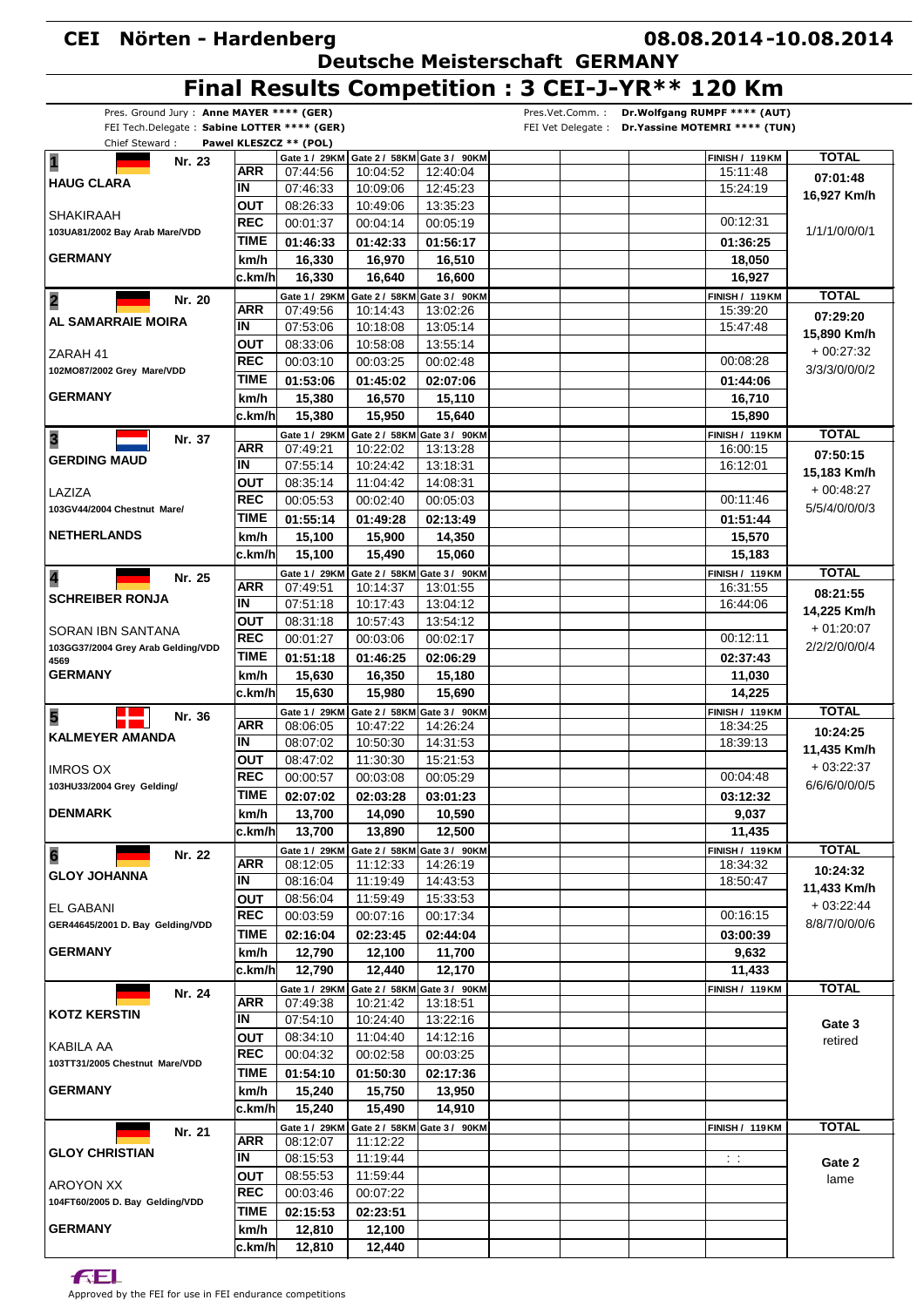# CEI Nörten - Hardenberg

**08.08.2014-10.08.2014**

## Deutsche Meisterschaft GERMANY

## Final Results Competition : 3 CEI-J-YR** 120 Km

Pres. Ground Jury : **Anne MAYER **** (GER)**
FEI Tech.Delegate : **Sabine LOTTER **** (GER)**
Chief Steward : **Pawel KLESZCZ ** (POL)**
Pres.Vet.Comm. : **Dr.Wolfgang RUMPF **** (AUT)**
FEI Vet Delegate : **Dr.Yassine MOTEMRI **** (TUN)**

| Rank / Rider / Horse / Nation | | Gate 1 / 29KM | Gate 2 / 58KM | Gate 3 / 90KM | FINISH / 119KM | TOTAL |
|---|---|---|---|---|---|---|
| **1** Nr. 23 | ARR | 07:44:56 | 10:04:52 | 12:40:04 | 15:11:48 | 07:01:48 |
| **HAUG CLARA** | IN | 07:46:33 | 10:09:06 | 12:45:23 | 15:24:19 | 16,927 Km/h |
| SHAKIRAAH | OUT | 08:26:33 | 10:49:06 | 13:35:23 | | |
| 103UA81/2002 Bay Arab Mare/VDD | REC | 00:01:37 | 00:04:14 | 00:05:19 | 00:12:31 | 1/1/1/0/0/1 |
| | TIME | 01:46:33 | 01:42:33 | 01:56:17 | 01:36:25 | |
| **GERMANY** | km/h | 16,330 | 16,970 | 16,510 | 18,050 | |
| | c.km/h | 16,330 | 16,640 | 16,600 | 16,927 | |
| **2** Nr. 20 | ARR | 07:49:56 | 10:14:43 | 13:02:26 | 15:39:20 | 07:29:20 |
| **AL SAMARRAIE MOIRA** | IN | 07:53:06 | 10:18:08 | 13:05:14 | 15:47:48 | 15,890 Km/h |
| ZARAH 41 | OUT | 08:33:06 | 10:58:08 | 13:55:14 | | + 00:27:32 |
| 102MO87/2002 Grey Mare/VDD | REC | 00:03:10 | 00:03:25 | 00:02:48 | 00:08:28 | 3/3/3/0/0/2 |
| | TIME | 01:53:06 | 01:45:02 | 02:07:06 | 01:44:06 | |
| **GERMANY** | km/h | 15,380 | 16,570 | 15,110 | 16,710 | |
| | c.km/h | 15,380 | 15,950 | 15,640 | 15,890 | |
| **3** Nr. 37 | ARR | 07:49:21 | 10:22:02 | 13:13:28 | 16:00:15 | 07:50:15 |
| **GERDING MAUD** | IN | 07:55:14 | 10:24:42 | 13:18:31 | 16:12:01 | 15,183 Km/h |
| LAZIZA | OUT | 08:35:14 | 11:04:42 | 14:08:31 | | + 00:48:27 |
| 103GV44/2004 Chestnut Mare/ | REC | 00:05:53 | 00:02:40 | 00:05:03 | 00:11:46 | 5/5/4/0/0/3 |
| | TIME | 01:55:14 | 01:49:28 | 02:13:49 | 01:51:44 | |
| **NETHERLANDS** | km/h | 15,100 | 15,900 | 14,350 | 15,570 | |
| | c.km/h | 15,100 | 15,490 | 15,060 | 15,183 | |
| **4** Nr. 25 | ARR | 07:49:51 | 10:14:37 | 13:01:55 | 16:31:55 | 08:21:55 |
| **SCHREIBER RONJA** | IN | 07:51:18 | 10:17:43 | 13:04:12 | 16:44:06 | 14,225 Km/h |
| SORAN IBN SANTANA | OUT | 08:31:18 | 10:57:43 | 13:54:12 | | + 01:20:07 |
| 103GG37/2004 Grey Arab Gelding/VDD 4569 | REC | 00:01:27 | 00:03:06 | 00:02:17 | 00:12:11 | 2/2/2/0/0/4 |
| | TIME | 01:51:18 | 01:46:25 | 02:06:29 | 02:37:43 | |
| **GERMANY** | km/h | 15,630 | 16,350 | 15,180 | 11,030 | |
| | c.km/h | 15,630 | 15,980 | 15,690 | 14,225 | |
| **5** Nr. 36 | ARR | 08:06:05 | 10:47:22 | 14:26:24 | 18:34:25 | 10:24:25 |
| **KALMEYER AMANDA** | IN | 08:07:02 | 10:50:30 | 14:31:53 | 18:39:13 | 11,435 Km/h |
| IMROS OX | OUT | 08:47:02 | 11:30:30 | 15:21:53 | | + 03:22:37 |
| 103HU33/2004 Grey Gelding/ | REC | 00:00:57 | 00:03:08 | 00:05:29 | 00:04:48 | 6/6/6/0/0/5 |
| | TIME | 02:07:02 | 02:03:28 | 03:01:23 | 03:12:32 | |
| **DENMARK** | km/h | 13,700 | 14,090 | 10,590 | 9,037 | |
| | c.km/h | 13,700 | 13,890 | 12,500 | 11,435 | |
| **6** Nr. 22 | ARR | 08:12:05 | 11:12:33 | 14:26:19 | 18:34:32 | 10:24:32 |
| **GLOY JOHANNA** | IN | 08:16:04 | 11:19:49 | 14:43:53 | 18:50:47 | 11,433 Km/h |
| EL GABANI | OUT | 08:56:04 | 11:59:49 | 15:33:53 | | + 03:22:44 |
| GER44645/2001 D. Bay Gelding/VDD | REC | 00:03:59 | 00:07:16 | 00:17:34 | 00:16:15 | 8/8/7/0/0/6 |
| | TIME | 02:16:04 | 02:23:45 | 02:44:04 | 03:00:39 | |
| **GERMANY** | km/h | 12,790 | 12,100 | 11,700 | 9,632 | |
| | c.km/h | 12,790 | 12,440 | 12,170 | 11,433 | |
| Nr. 24 | ARR | 07:49:38 | 10:21:42 | 13:18:51 | | |
| **KOTZ KERSTIN** | IN | 07:54:10 | 10:24:40 | 13:22:16 | | Gate 3 |
| KABILA AA | OUT | 08:34:10 | 11:04:40 | 14:12:16 | | retired |
| 103TT31/2005 Chestnut Mare/VDD | REC | 00:04:32 | 00:02:58 | 00:03:25 | | |
| | TIME | 01:54:10 | 01:50:30 | 02:17:36 | | |
| **GERMANY** | km/h | 15,240 | 15,750 | 13,950 | | |
| | c.km/h | 15,240 | 15,490 | 14,910 | | |
| Nr. 21 | ARR | 08:12:07 | 11:12:22 | | | |
| **GLOY CHRISTIAN** | IN | 08:15:53 | 11:19:44 | | : : | Gate 2 |
| AROYON XX | OUT | 08:55:53 | 11:59:44 | | | lame |
| 104FT60/2005 D. Bay Gelding/VDD | REC | 00:03:46 | 00:07:22 | | | |
| | TIME | 02:15:53 | 02:23:51 | | | |
| **GERMANY** | km/h | 12,810 | 12,100 | | | |
| | c.km/h | 12,810 | 12,440 | | | |

Approved by the FEI for use in FEI endurance competitions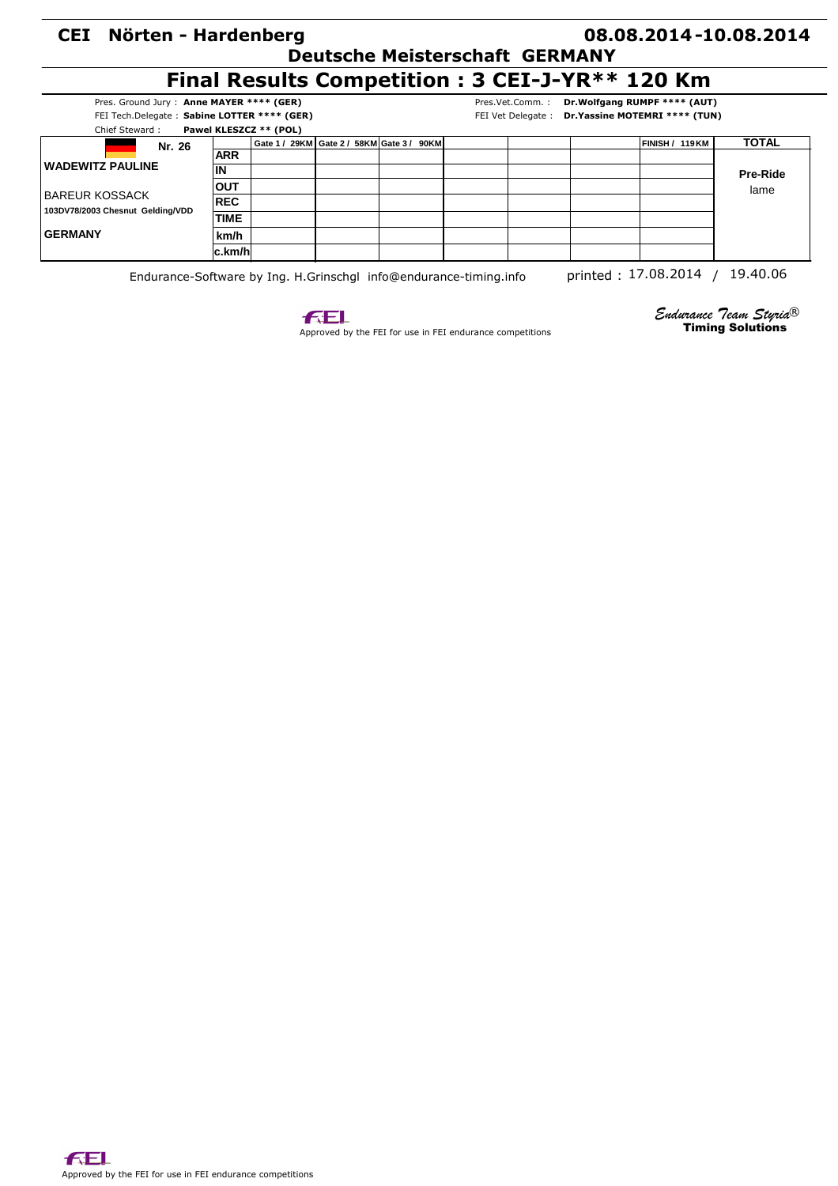# CEI Nörten - Hardenberg

**08.08.2014 -10.08.2014**

## Deutsche Meisterschaft GERMANY

## Final Results Competition : 3 CEI-J-YR** 120 Km

Pres. Ground Jury : **Anne MAYER **** (GER)**
FEI Tech.Delegate : **Sabine LOTTER **** (GER)**
Chief Steward : **Pawel KLESZCZ ** (POL)**

Pres.Vet.Comm. : **Dr.Wolfgang RUMPF **** (AUT)**
FEI Vet Delegate : **Dr.Yassine MOTEMRI **** (TUN)**

| Nr. 26 | | Gate 1 / 29KM | Gate 2 / 58KM | Gate 3 / 90KM | | | | FINISH / 119KM | TOTAL |
|---|---|---|---|---|---|---|---|---|---|
| **WADEWITZ PAULINE** | **ARR** | | | | | | | | |
| | **IN** | | | | | | | | **Pre-Ride** |
| BAREUR KOSSACK | **OUT** | | | | | | | | lame |
| **103DV78/2003 Chesnut Gelding/VDD** | **REC** | | | | | | | | |
| | **TIME** | | | | | | | | |
| **GERMANY** | **km/h** | | | | | | | | |
| | **c.km/h** | | | | | | | | |

Endurance-Software by Ing. H.Grinschgl info@endurance-timing.info

printed : 17.08.2014 / 19.40.06

Approved by the FEI for use in FEI endurance competitions

*Endurance Team Styria®*
**Timing Solutions**

Approved by the FEI for use in FEI endurance competitions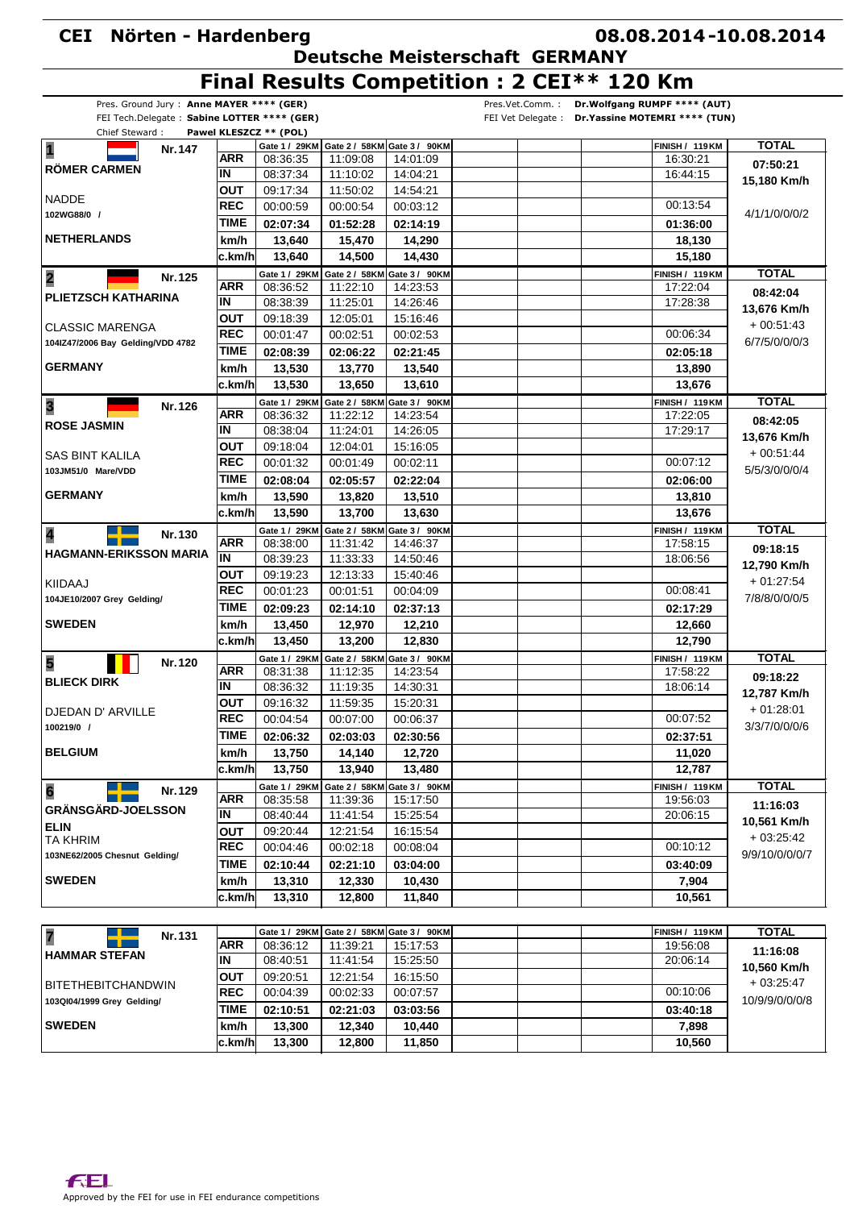# CEI Nörten - Hardenberg

**08.08.2014-10.08.2014**

## Deutsche Meisterschaft GERMANY

## Final Results Competition : 2 CEI** 120 Km

Pres. Ground Jury : **Anne MAYER **** (GER)**
FEI Tech.Delegate : **Sabine LOTTER **** (GER)**
Chief Steward : **Pawel KLESZCZ ** (POL)**

Pres.Vet.Comm. : **Dr.Wolfgang RUMPF **** (AUT)**
FEI Vet Delegate : **Dr.Yassine MOTEMRI **** (TUN)**

| Rider / Horse | | Gate 1 / 29KM | Gate 2 / 58KM | Gate 3 / 90KM | | | FINISH / 119KM | TOTAL |
|---|---|---|---|---|---|---|---|---|
| **1** Nr. 147 **RÖMER CARMEN** | ARR | 08:36:35 | 11:09:08 | 14:01:09 | | | 16:30:21 | **07:50:21** |
| | IN | 08:37:34 | 11:10:02 | 14:04:21 | | | 16:44:15 | **15,180 Km/h** |
| NADDE | OUT | 09:17:34 | 11:50:02 | 14:54:21 | | | | |
| 102WG88/0 / | REC | 00:00:59 | 00:00:54 | 00:03:12 | | | 00:13:54 | 4/1/1/0/0/0/2 |
| | TIME | **02:07:34** | **01:52:28** | **02:14:19** | | | **01:36:00** | |
| **NETHERLANDS** | km/h | **13,640** | **15,470** | **14,290** | | | **18,130** | |
| | c.km/h | **13,640** | **14,500** | **14,430** | | | **15,180** | |
| **2** Nr. 125 **PLIETZSCH KATHARINA** | ARR | 08:36:52 | 11:22:10 | 14:23:53 | | | 17:22:04 | **08:42:04** |
| | IN | 08:38:39 | 11:25:01 | 14:26:46 | | | 17:28:38 | **13,676 Km/h** |
| CLASSIC MARENGA | OUT | 09:18:39 | 12:05:01 | 15:16:46 | | | | + 00:51:43 |
| 104IZ47/2006 Bay Gelding/VDD 4782 | REC | 00:01:47 | 00:02:51 | 00:02:53 | | | 00:06:34 | 6/7/5/0/0/0/3 |
| | TIME | **02:08:39** | **02:06:22** | **02:21:45** | | | **02:05:18** | |
| **GERMANY** | km/h | **13,530** | **13,770** | **13,540** | | | **13,890** | |
| | c.km/h | **13,530** | **13,650** | **13,610** | | | **13,676** | |
| **3** Nr. 126 **ROSE JASMIN** | ARR | 08:36:32 | 11:22:12 | 14:23:54 | | | 17:22:05 | **08:42:05** |
| | IN | 08:38:04 | 11:24:01 | 14:26:05 | | | 17:29:17 | **13,676 Km/h** |
| SAS BINT KALILA | OUT | 09:18:04 | 12:04:01 | 15:16:05 | | | | + 00:51:44 |
| 103JM51/0 Mare/VDD | REC | 00:01:32 | 00:01:49 | 00:02:11 | | | 00:07:12 | 5/5/3/0/0/0/4 |
| | TIME | **02:08:04** | **02:05:57** | **02:22:04** | | | **02:06:00** | |
| **GERMANY** | km/h | **13,590** | **13,820** | **13,510** | | | **13,810** | |
| | c.km/h | **13,590** | **13,700** | **13,630** | | | **13,676** | |
| **4** Nr. 130 **HAGMANN-ERIKSSON MARIA** | ARR | 08:38:00 | 11:31:42 | 14:46:37 | | | 17:58:15 | **09:18:15** |
| | IN | 08:39:23 | 11:33:33 | 14:50:46 | | | 18:06:56 | **12,790 Km/h** |
| KIIDAAJ | OUT | 09:19:23 | 12:13:33 | 15:40:46 | | | | + 01:27:54 |
| 104JE10/2007 Grey Gelding/ | REC | 00:01:23 | 00:01:51 | 00:04:09 | | | 00:08:41 | 7/8/8/0/0/0/5 |
| | TIME | **02:09:23** | **02:14:10** | **02:37:13** | | | **02:17:29** | |
| **SWEDEN** | km/h | **13,450** | **12,970** | **12,210** | | | **12,660** | |
| | c.km/h | **13,450** | **13,200** | **12,830** | | | **12,790** | |
| **5** Nr. 120 **BLIECK DIRK** | ARR | 08:31:38 | 11:12:35 | 14:23:54 | | | 17:58:22 | **09:18:22** |
| | IN | 08:36:32 | 11:19:35 | 14:30:31 | | | 18:06:14 | **12,787 Km/h** |
| DJEDAN D' ARVILLE | OUT | 09:16:32 | 11:59:35 | 15:20:31 | | | | + 01:28:01 |
| 100219/0 / | REC | 00:04:54 | 00:07:00 | 00:06:37 | | | 00:07:52 | 3/3/7/0/0/0/6 |
| | TIME | **02:06:32** | **02:03:03** | **02:30:56** | | | **02:37:51** | |
| **BELGIUM** | km/h | **13,750** | **14,140** | **12,720** | | | **11,020** | |
| | c.km/h | **13,750** | **13,940** | **13,480** | | | **12,787** | |
| **6** Nr. 129 **GRÄNSGÄRD-JOELSSON ELIN** | ARR | 08:35:58 | 11:39:36 | 15:17:50 | | | 19:56:03 | **11:16:03** |
| | IN | 08:40:44 | 11:41:54 | 15:25:54 | | | 20:06:15 | **10,561 Km/h** |
| TA KHRIM | OUT | 09:20:44 | 12:21:54 | 16:15:54 | | | | + 03:25:42 |
| 103NE62/2005 Chesnut Gelding/ | REC | 00:04:46 | 00:02:18 | 00:08:04 | | | 00:10:12 | 9/9/10/0/0/0/7 |
| | TIME | **02:10:44** | **02:21:10** | **03:04:00** | | | **03:40:09** | |
| **SWEDEN** | km/h | **13,310** | **12,330** | **10,430** | | | **7,904** | |
| | c.km/h | **13,310** | **12,800** | **11,840** | | | **10,561** | |
| **7** Nr. 131 **HAMMAR STEFAN** | ARR | 08:36:12 | 11:39:21 | 15:17:53 | | | 19:56:08 | **11:16:08** |
| | IN | 08:40:51 | 11:41:54 | 15:25:50 | | | 20:06:14 | **10,560 Km/h** |
| BITETHEBITCHANDWIN | OUT | 09:20:51 | 12:21:54 | 16:15:50 | | | | + 03:25:47 |
| 103QI04/1999 Grey Gelding/ | REC | 00:04:39 | 00:02:33 | 00:07:57 | | | 00:10:06 | 10/9/9/0/0/0/8 |
| | TIME | **02:10:51** | **02:21:03** | **03:03:56** | | | **03:40:18** | |
| **SWEDEN** | km/h | **13,300** | **12,340** | **10,440** | | | **7,898** | |
| | c.km/h | **13,300** | **12,800** | **11,850** | | | **10,560** | |

Approved by the FEI for use in FEI endurance competitions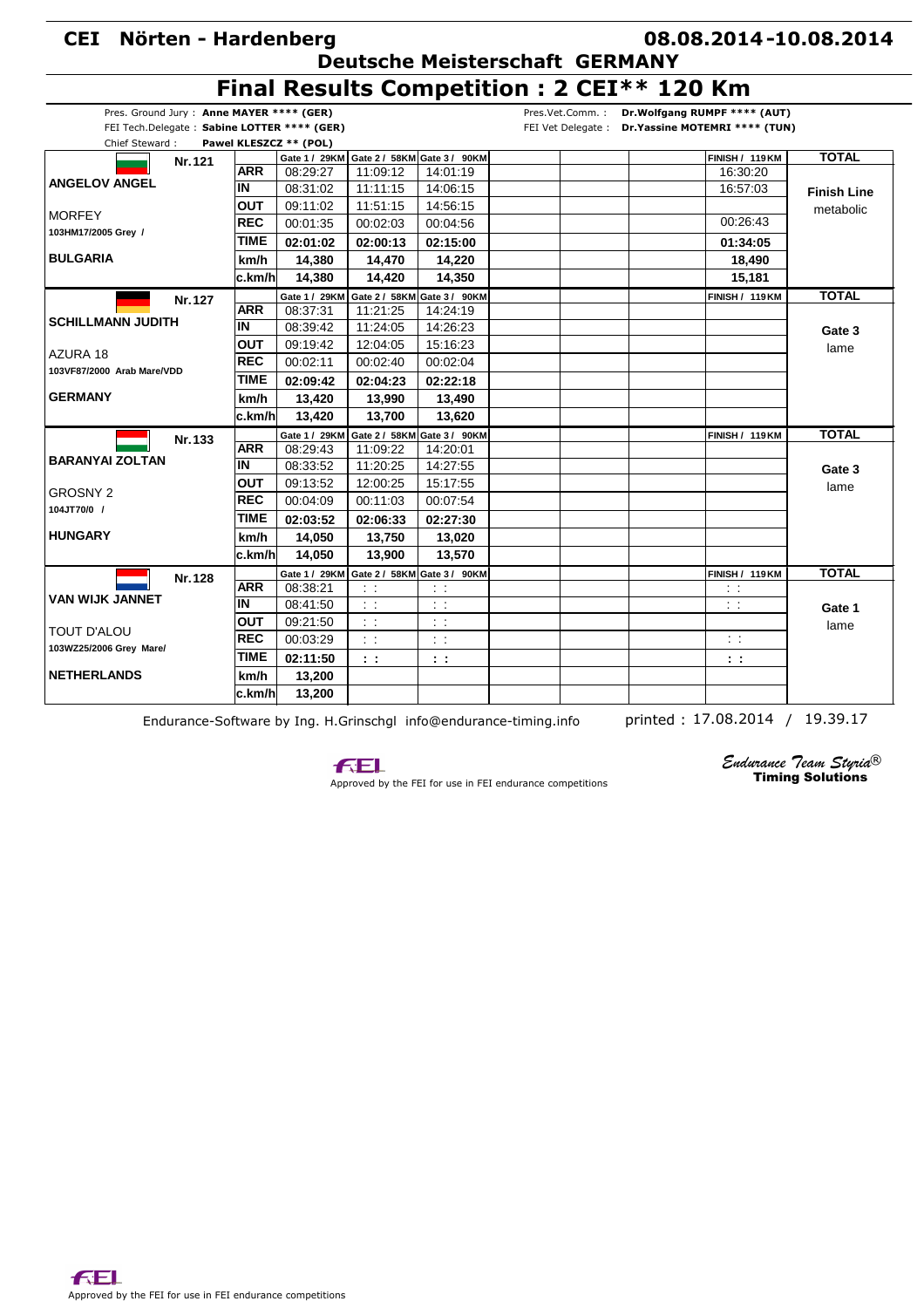# CEI Nörten - Hardenberg

**08.08.2014-10.08.2014**

## Deutsche Meisterschaft GERMANY

# Final Results Competition : 2 CEI** 120 Km

Pres. Ground Jury : **Anne MAYER **** (GER)**
FEI Tech.Delegate : **Sabine LOTTER **** (GER)**
Chief Steward : **Pawel KLESZCZ ** (POL)**

Pres.Vet.Comm. : **Dr.Wolfgang RUMPF **** (AUT)**
FEI Vet Delegate : **Dr.Yassine MOTEMRI **** (TUN)**

| Rider / Horse | | Gate 1 / 29KM | Gate 2 / 58KM | Gate 3 / 90KM | | | | FINISH / 119KM | TOTAL |
|---|---|---|---|---|---|---|---|---|---|
| **Nr. 121** | ARR | 08:29:27 | 11:09:12 | 14:01:19 | | | | 16:30:20 | |
| **ANGELOV ANGEL** | IN | 08:31:02 | 11:11:15 | 14:06:15 | | | | 16:57:03 | **Finish Line** |
| MORFEY | OUT | 09:11:02 | 11:51:15 | 14:56:15 | | | | | metabolic |
| 103HM17/2005 Grey / | REC | 00:01:35 | 00:02:03 | 00:04:56 | | | | 00:26:43 | |
| | TIME | **02:01:02** | **02:00:13** | **02:15:00** | | | | **01:34:05** | |
| **BULGARIA** | km/h | **14,380** | **14,470** | **14,220** | | | | **18,490** | |
| | c.km/h | **14,380** | **14,420** | **14,350** | | | | **15,181** | |
| **Nr. 127** | ARR | 08:37:31 | 11:21:25 | 14:24:19 | | | | | |
| **SCHILLMANN JUDITH** | IN | 08:39:42 | 11:24:05 | 14:26:23 | | | | | **Gate 3** |
| AZURA 18 | OUT | 09:19:42 | 12:04:05 | 15:16:23 | | | | | lame |
| 103VF87/2000 Arab Mare/VDD | REC | 00:02:11 | 00:02:40 | 00:02:04 | | | | | |
| | TIME | **02:09:42** | **02:04:23** | **02:22:18** | | | | | |
| **GERMANY** | km/h | **13,420** | **13,990** | **13,490** | | | | | |
| | c.km/h | **13,420** | **13,700** | **13,620** | | | | | |
| **Nr. 133** | ARR | 08:29:43 | 11:09:22 | 14:20:01 | | | | | |
| **BARANYAI ZOLTAN** | IN | 08:33:52 | 11:20:25 | 14:27:55 | | | | | **Gate 3** |
| GROSNY 2 | OUT | 09:13:52 | 12:00:25 | 15:17:55 | | | | | lame |
| 104JT70/0 / | REC | 00:04:09 | 00:11:03 | 00:07:54 | | | | | |
| | TIME | **02:03:52** | **02:06:33** | **02:27:30** | | | | | |
| **HUNGARY** | km/h | **14,050** | **13,750** | **13,020** | | | | | |
| | c.km/h | **14,050** | **13,900** | **13,570** | | | | | |
| **Nr. 128** | ARR | 08:38:21 | : : | : : | | | | : : | |
| **VAN WIJK JANNET** | IN | 08:41:50 | : : | : : | | | | : : | **Gate 1** |
| TOUT D'ALOU | OUT | 09:21:50 | : : | : : | | | | | lame |
| 103WZ25/2006 Grey Mare/ | REC | 00:03:29 | : : | : : | | | | : : | |
| | TIME | **02:11:50** | **: :** | **: :** | | | | **: :** | |
| **NETHERLANDS** | km/h | **13,200** | | | | | | | |
| | c.km/h | **13,200** | | | | | | | |

Endurance-Software by Ing. H.Grinschgl info@endurance-timing.info    printed : 17.08.2014 / 19.39.17

Approved by the FEI for use in FEI endurance competitions

*Endurance Team Styria®* **Timing Solutions**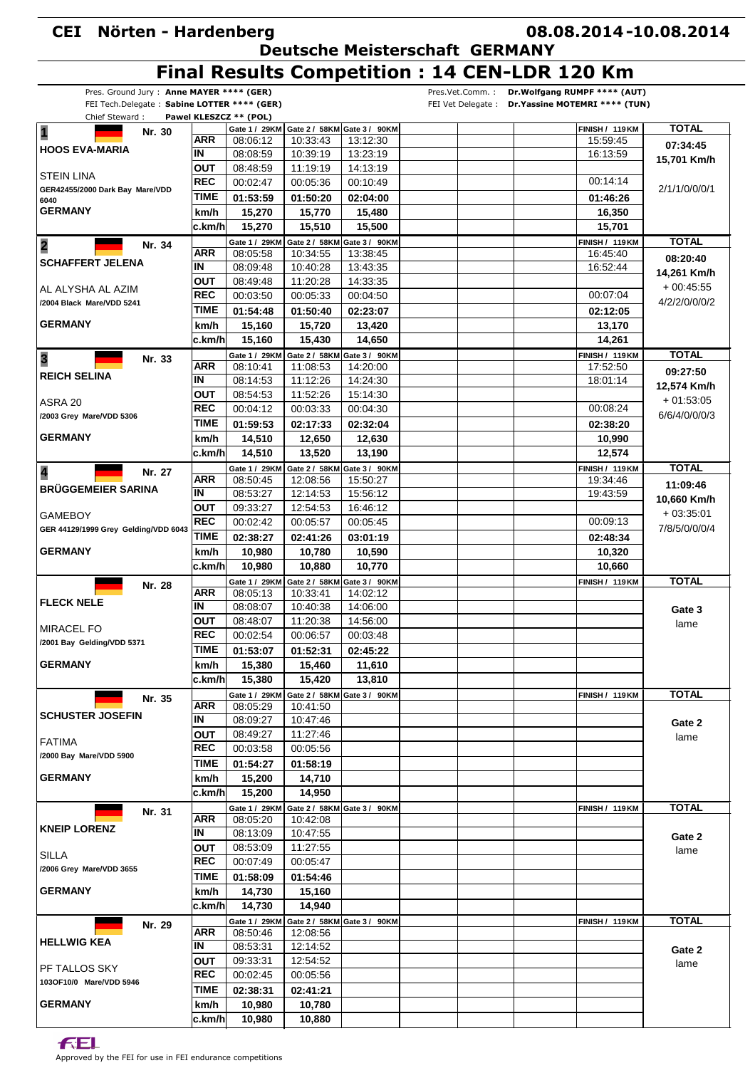# CEI Nörten - Hardenberg

08.08.2014-10.08.2014

## Deutsche Meisterschaft GERMANY

## Final Results Competition : 14 CEN-LDR 120 Km

Pres. Ground Jury : **Anne MAYER \*\*\*\* (GER)**
FEI Tech.Delegate : **Sabine LOTTER \*\*\*\* (GER)**
Chief Steward : **Pawel KLESZCZ \*\* (POL)**

Pres.Vet.Comm. : **Dr.Wolfgang RUMPF \*\*\*\* (AUT)**
FEI Vet Delegate : **Dr.Yassine MOTEMRI \*\*\*\* (TUN)**

| Rider / Horse | | Gate 1 / 29KM | Gate 2 / 58KM | Gate 3 / 90KM | FINISH / 119KM | TOTAL |
|---|---|---|---|---|---|---|
| **1** Nr. 30 | ARR | 08:06:12 | 10:33:43 | 13:12:30 | 15:59:45 | **07:34:45** |
| **HOOS EVA-MARIA** | IN | 08:08:59 | 10:39:19 | 13:23:19 | 16:13:59 | **15,701 Km/h** |
| STEIN LINA | OUT | 08:48:59 | 11:19:19 | 14:13:19 | | |
| GER42455/2000 Dark Bay Mare/VDD 6040 | REC | 00:02:47 | 00:05:36 | 00:10:49 | 00:14:14 | 2/1/1/0/0/0/1 |
| **GERMANY** | TIME | **01:53:59** | **01:50:20** | **02:04:00** | **01:46:26** | |
| | km/h | **15,270** | **15,770** | **15,480** | **16,350** | |
| | c.km/h | **15,270** | **15,510** | **15,500** | **15,701** | |
| **2** Nr. 34 | ARR | 08:05:58 | 10:34:55 | 13:38:45 | 16:45:40 | **08:20:40** |
| **SCHAFFERT JELENA** | IN | 08:09:48 | 10:40:28 | 13:43:35 | 16:52:44 | **14,261 Km/h** |
| AL ALYSHA AL AZIM | OUT | 08:49:48 | 11:20:28 | 14:33:35 | | + 00:45:55 |
| /2004 Black Mare/VDD 5241 | REC | 00:03:50 | 00:05:33 | 00:04:50 | 00:07:04 | 4/2/2/0/0/0/2 |
| **GERMANY** | TIME | **01:54:48** | **01:50:40** | **02:23:07** | **02:12:05** | |
| | km/h | **15,160** | **15,720** | **13,420** | **13,170** | |
| | c.km/h | **15,160** | **15,430** | **14,650** | **14,261** | |
| **3** Nr. 33 | ARR | 08:10:41 | 11:08:53 | 14:20:00 | 17:52:50 | **09:27:50** |
| **REICH SELINA** | IN | 08:14:53 | 11:12:26 | 14:24:30 | 18:01:14 | **12,574 Km/h** |
| ASRA 20 | OUT | 08:54:53 | 11:52:26 | 15:14:30 | | + 01:53:05 |
| /2003 Grey Mare/VDD 5306 | REC | 00:04:12 | 00:03:33 | 00:04:30 | 00:08:24 | 6/6/4/0/0/0/3 |
| **GERMANY** | TIME | **01:59:53** | **02:17:33** | **02:32:04** | **02:38:20** | |
| | km/h | **14,510** | **12,650** | **12,630** | **10,990** | |
| | c.km/h | **14,510** | **13,520** | **13,190** | **12,574** | |
| **4** Nr. 27 | ARR | 08:50:45 | 12:08:56 | 15:50:27 | 19:34:46 | **11:09:46** |
| **BRÜGGEMEIER SARINA** | IN | 08:53:27 | 12:14:53 | 15:56:12 | 19:43:59 | **10,660 Km/h** |
| GAMEBOY | OUT | 09:33:27 | 12:54:53 | 16:46:12 | | + 03:35:01 |
| GER 44129/1999 Grey Gelding/VDD 6043 | REC | 00:02:42 | 00:05:57 | 00:05:45 | 00:09:13 | 7/8/5/0/0/0/4 |
| **GERMANY** | TIME | **02:38:27** | **02:41:26** | **03:01:19** | **02:48:34** | |
| | km/h | **10,980** | **10,780** | **10,590** | **10,320** | |
| | c.km/h | **10,980** | **10,880** | **10,770** | **10,660** | |
| Nr. 28 | ARR | 08:05:13 | 10:33:41 | 14:02:12 | | **Gate 3** |
| **FLECK NELE** | IN | 08:08:07 | 10:40:38 | 14:06:00 | | lame |
| MIRACEL FO | OUT | 08:48:07 | 11:20:38 | 14:56:00 | | |
| /2001 Bay Gelding/VDD 5371 | REC | 00:02:54 | 00:06:57 | 00:03:48 | | |
| **GERMANY** | TIME | **01:53:07** | **01:52:31** | **02:45:22** | | |
| | km/h | **15,380** | **15,460** | **11,610** | | |
| | c.km/h | **15,380** | **15,420** | **13,810** | | |
| Nr. 35 | ARR | 08:05:29 | 10:41:50 | | | **Gate 2** |
| **SCHUSTER JOSEFIN** | IN | 08:09:27 | 10:47:46 | | | lame |
| FATIMA | OUT | 08:49:27 | 11:27:46 | | | |
| /2000 Bay Mare/VDD 5900 | REC | 00:03:58 | 00:05:56 | | | |
| **GERMANY** | TIME | **01:54:27** | **01:58:19** | | | |
| | km/h | **15,200** | **14,710** | | | |
| | c.km/h | **15,200** | **14,950** | | | |
| Nr. 31 | ARR | 08:05:20 | 10:42:08 | | | **Gate 2** |
| **KNEIP LORENZ** | IN | 08:13:09 | 10:47:55 | | | lame |
| SILLA | OUT | 08:53:09 | 11:27:55 | | | |
| /2006 Grey Mare/VDD 3655 | REC | 00:07:49 | 00:05:47 | | | |
| **GERMANY** | TIME | **01:58:09** | **01:54:46** | | | |
| | km/h | **14,730** | **15,160** | | | |
| | c.km/h | **14,730** | **14,940** | | | |
| Nr. 29 | ARR | 08:50:46 | 12:08:56 | | | **Gate 2** |
| **HELLWIG KEA** | IN | 08:53:31 | 12:14:52 | | | lame |
| PF TALLOS SKY | OUT | 09:33:31 | 12:54:52 | | | |
| 103OF10/0 Mare/VDD 5946 | REC | 00:02:45 | 00:05:56 | | | |
| **GERMANY** | TIME | **02:38:31** | **02:41:21** | | | |
| | km/h | **10,980** | **10,780** | | | |
| | c.km/h | **10,980** | **10,880** | | | |

Approved by the FEI for use in FEI endurance competitions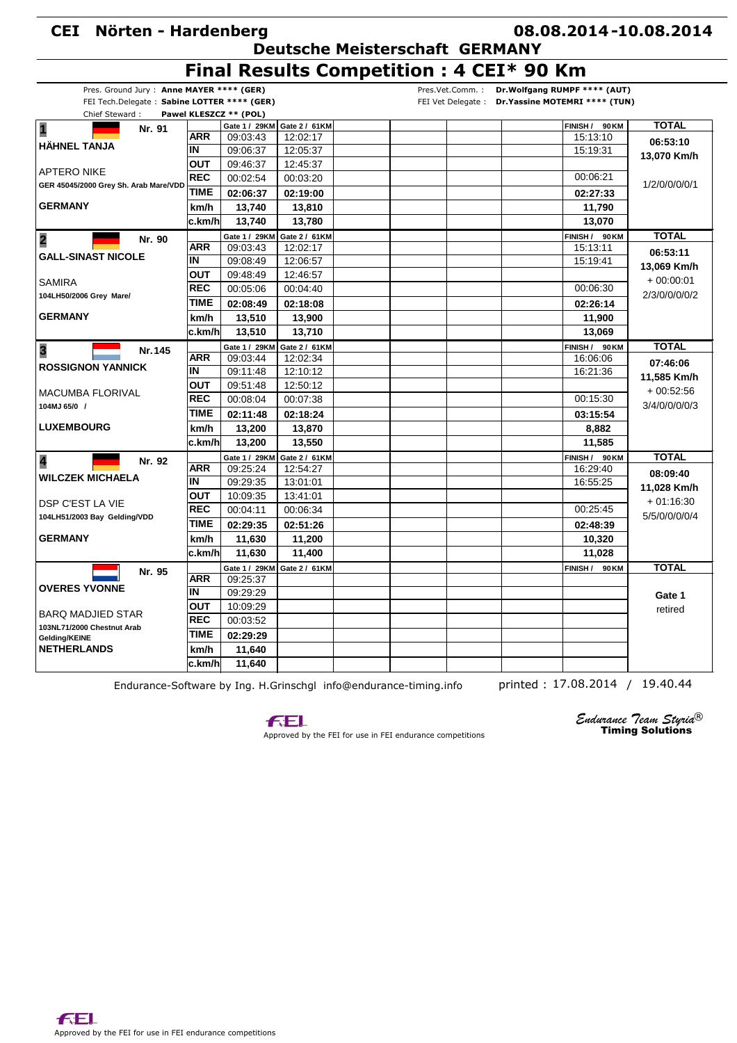# CEI Nörten - Hardenberg

**08.08.2014-10.08.2014**

## Deutsche Meisterschaft GERMANY

## Final Results Competition : 4 CEI* 90 Km

Pres. Ground Jury : **Anne MAYER **** (GER)**
FEI Tech.Delegate : **Sabine LOTTER **** (GER)**
Chief Steward : **Pawel KLESZCZ ** (POL)**

Pres.Vet.Comm. : **Dr.Wolfgang RUMPF **** (AUT)**
FEI Vet Delegate : **Dr.Yassine MOTEMRI **** (TUN)**

| Rider / Horse | | Gate 1 / 29KM | Gate 2 / 61KM | | | | FINISH / 90KM | TOTAL |
|---|---|---|---|---|---|---|---|---|
| **1** Nr. 91 | ARR | 09:03:43 | 12:02:17 | | | | 15:13:10 | **06:53:10** |
| **HÄHNEL TANJA** | IN | 09:06:37 | 12:05:37 | | | | 15:19:31 | **13,070 Km/h** |
| APTERO NIKE | OUT | 09:46:37 | 12:45:37 | | | | | |
| GER 45045/2000 Grey Sh. Arab Mare/VDD | REC | 00:02:54 | 00:03:20 | | | | 00:06:21 | 1/2/0/0/0/1 |
| | TIME | **02:06:37** | **02:19:00** | | | | **02:27:33** | |
| **GERMANY** | km/h | **13,740** | **13,810** | | | | **11,790** | |
| | c.km/h | **13,740** | **13,780** | | | | **13,070** | |
| **2** Nr. 90 | ARR | 09:03:43 | 12:02:17 | | | | 15:13:11 | **06:53:11** |
| **GALL-SINAST NICOLE** | IN | 09:08:49 | 12:06:57 | | | | 15:19:41 | **13,069 Km/h** |
| SAMIRA | OUT | 09:48:49 | 12:46:57 | | | | | + 00:00:01 |
| 104LH50/2006 Grey Mare/ | REC | 00:05:06 | 00:04:40 | | | | 00:06:30 | 2/3/0/0/0/2 |
| | TIME | **02:08:49** | **02:18:08** | | | | **02:26:14** | |
| **GERMANY** | km/h | **13,510** | **13,900** | | | | **11,900** | |
| | c.km/h | **13,510** | **13,710** | | | | **13,069** | |
| **3** Nr.145 | ARR | 09:03:44 | 12:02:34 | | | | 16:06:06 | **07:46:06** |
| **ROSSIGNON YANNICK** | IN | 09:11:48 | 12:10:12 | | | | 16:21:36 | **11,585 Km/h** |
| MACUMBA FLORIVAL | OUT | 09:51:48 | 12:50:12 | | | | | + 00:52:56 |
| 104MJ 65/0 / | REC | 00:08:04 | 00:07:38 | | | | 00:15:30 | 3/4/0/0/0/3 |
| | TIME | **02:11:48** | **02:18:24** | | | | **03:15:54** | |
| **LUXEMBOURG** | km/h | **13,200** | **13,870** | | | | **8,882** | |
| | c.km/h | **13,200** | **13,550** | | | | **11,585** | |
| **4** Nr. 92 | ARR | 09:25:24 | 12:54:27 | | | | 16:29:40 | **08:09:40** |
| **WILCZEK MICHAELA** | IN | 09:29:35 | 13:01:01 | | | | 16:55:25 | **11,028 Km/h** |
| DSP C'EST LA VIE | OUT | 10:09:35 | 13:41:01 | | | | | + 01:16:30 |
| 104LH51/2003 Bay Gelding/VDD | REC | 00:04:11 | 00:06:34 | | | | 00:25:45 | 5/5/0/0/0/4 |
| | TIME | **02:29:35** | **02:51:26** | | | | **02:48:39** | |
| **GERMANY** | km/h | **11,630** | **11,200** | | | | **10,320** | |
| | c.km/h | **11,630** | **11,400** | | | | **11,028** | |
| Nr. 95 | ARR | 09:25:37 | | | | | | |
| **OVERES YVONNE** | IN | 09:29:29 | | | | | | **Gate 1** |
| BARQ MADJIED STAR | OUT | 10:09:29 | | | | | | retired |
| 103NL71/2000 Chestnut Arab Gelding/KEINE | REC | 00:03:52 | | | | | | |
| | TIME | **02:29:29** | | | | | | |
| **NETHERLANDS** | km/h | **11,640** | | | | | | |
| | c.km/h | **11,640** | | | | | | |

Endurance-Software by Ing. H.Grinschgl info@endurance-timing.info

printed : 17.08.2014 / 19.40.44

Approved by the FEI for use in FEI endurance competitions

*Endurance Team Styria®* **Timing Solutions**

Approved by the FEI for use in FEI endurance competitions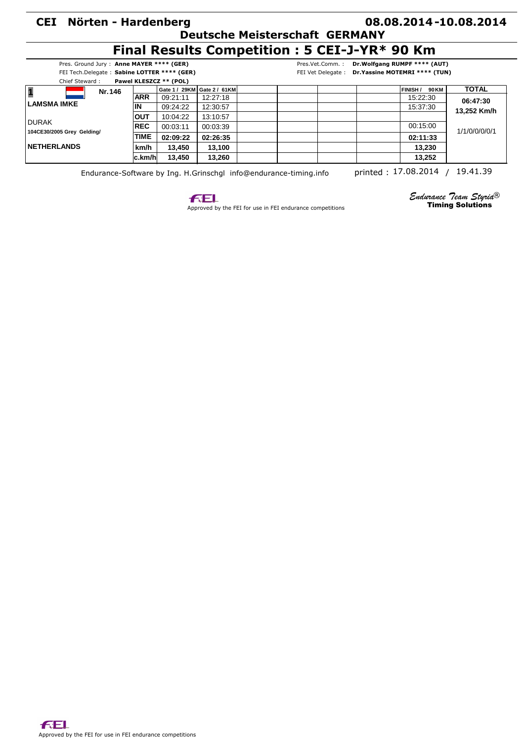**CEI Nörten - Hardenberg** **08.08.2014-10.08.2014**

**Deutsche Meisterschaft GERMANY**

# Final Results Competition : 5 CEI-J-YR* 90 Km

Pres. Ground Jury : **Anne MAYER **** (GER)**
FEI Tech.Delegate : **Sabine LOTTER **** (GER)**
Chief Steward : **Pawel KLESZCZ ** (POL)**

Pres.Vet.Comm. : **Dr.Wolfgang RUMPF **** (AUT)**
FEI Vet Delegate : **Dr.Yassine MOTEMRI **** (TUN)**

| 1 Nr. 146 | | Gate 1 / 29KM | Gate 2 / 61KM | | | | | FINISH / 90 KM | TOTAL |
|---|---|---|---|---|---|---|---|---|---|
| **LAMSMA IMKE** | **ARR** | 09:21:11 | 12:27:18 | | | | | 15:22:30 | **06:47:30** |
| | **IN** | 09:24:22 | 12:30:57 | | | | | 15:37:30 | **13,252 Km/h** |
| DURAK | **OUT** | 10:04:22 | 13:10:57 | | | | | | |
| **104CE30/2005 Grey Gelding/** | **REC** | 00:03:11 | 00:03:39 | | | | | 00:15:00 | 1/1/0/0/0/0/1 |
| | **TIME** | **02:09:22** | **02:26:35** | | | | | **02:11:33** | |
| **NETHERLANDS** | **km/h** | **13,450** | **13,100** | | | | | **13,230** | |
| | **c.km/h** | **13,450** | **13,260** | | | | | **13,252** | |

Endurance-Software by Ing. H.Grinschgl info@endurance-timing.info printed : 17.08.2014 / 19.41.39

Approved by the FEI for use in FEI endurance competitions

*Endurance Team Styria®* **Timing Solutions**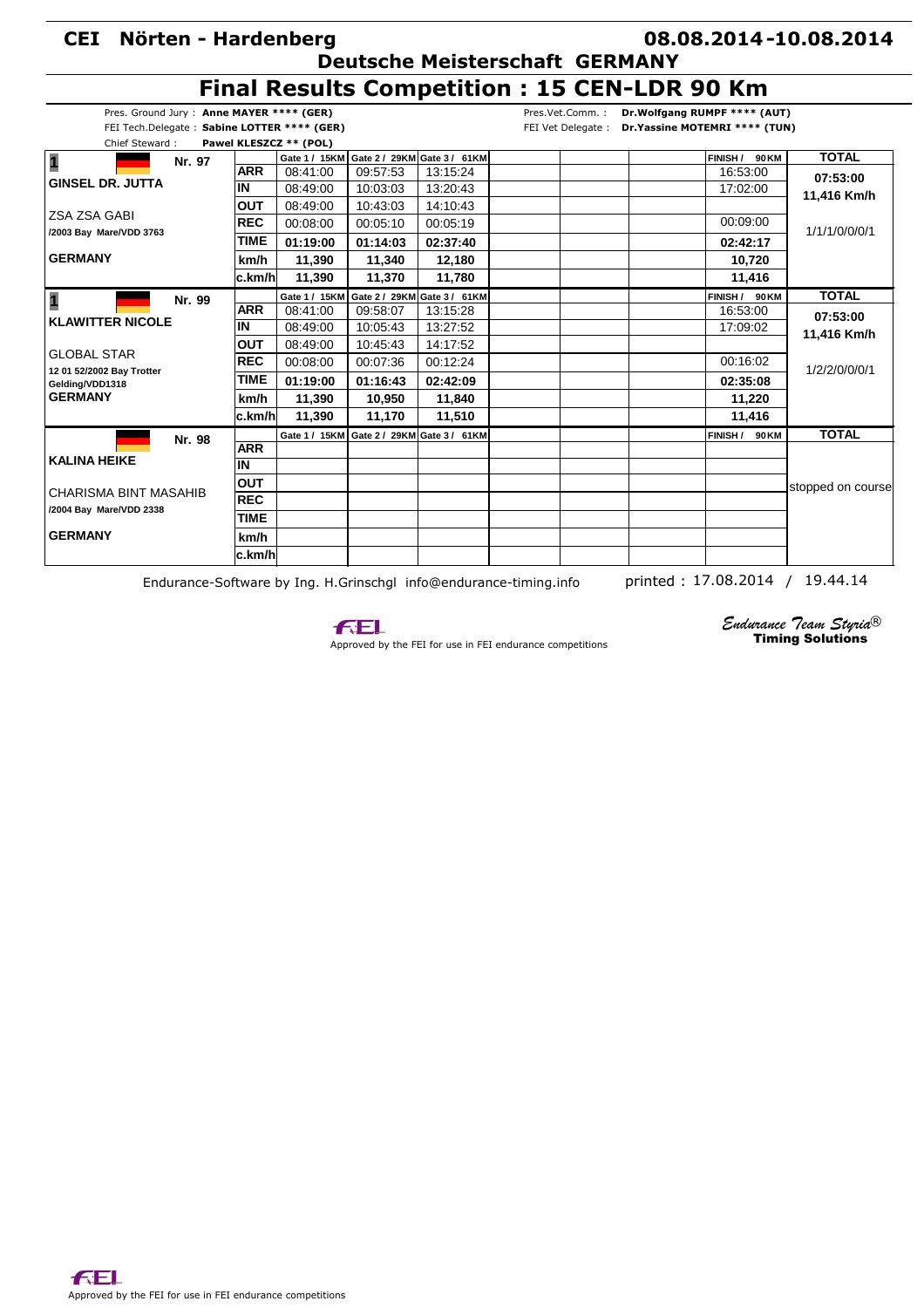# CEI Nörten - Hardenberg

**08.08.2014-10.08.2014**

**Deutsche Meisterschaft GERMANY**

## Final Results Competition : 15 CEN-LDR 90 Km

Pres. Ground Jury : **Anne MAYER \*\*\*\* (GER)**
FEI Tech.Delegate : **Sabine LOTTER \*\*\*\* (GER)**
Chief Steward : **Pawel KLESZCZ \*\* (POL)**

Pres.Vet.Comm. : **Dr.Wolfgang RUMPF \*\*\*\* (AUT)**
FEI Vet Delegate : **Dr.Yassine MOTEMRI \*\*\*\* (TUN)**

| Rider / Horse | | Gate 1 / 15KM | Gate 2 / 29KM | Gate 3 / 61KM | | | | FINISH / 90KM | TOTAL |
|---|---|---|---|---|---|---|---|---|---|
| **1** Nr. 97 **GINSEL DR. JUTTA** | ARR | 08:41:00 | 09:57:53 | 13:15:24 | | | | 16:53:00 | **07:53:00** |
| | IN | 08:49:00 | 10:03:03 | 13:20:43 | | | | 17:02:00 | **11,416 Km/h** |
| ZSA ZSA GABI | OUT | 08:49:00 | 10:43:03 | 14:10:43 | | | | | |
| /2003 Bay Mare/VDD 3763 | REC | 00:08:00 | 00:05:10 | 00:05:19 | | | | 00:09:00 | 1/1/1/0/0/0/1 |
| | TIME | **01:19:00** | **01:14:03** | **02:37:40** | | | | **02:42:17** | |
| **GERMANY** | km/h | **11,390** | **11,340** | **12,180** | | | | **10,720** | |
| | c.km/h | **11,390** | **11,370** | **11,780** | | | | **11,416** | |
| **1** Nr. 99 **KLAWITTER NICOLE** | ARR | 08:41:00 | 09:58:07 | 13:15:28 | | | | 16:53:00 | **07:53:00** |
| | IN | 08:49:00 | 10:05:43 | 13:27:52 | | | | 17:09:02 | **11,416 Km/h** |
| GLOBAL STAR | OUT | 08:49:00 | 10:45:43 | 14:17:52 | | | | | |
| 12 01 52/2002 Bay Trotter Gelding/VDD1318 | REC | 00:08:00 | 00:07:36 | 00:12:24 | | | | 00:16:02 | 1/2/2/0/0/0/1 |
| | TIME | **01:19:00** | **01:16:43** | **02:42:09** | | | | **02:35:08** | |
| **GERMANY** | km/h | **11,390** | **10,950** | **11,840** | | | | **11,220** | |
| | c.km/h | **11,390** | **11,170** | **11,510** | | | | **11,416** | |
| Nr. 98 **KALINA HEIKE** | ARR | | | | | | | | stopped on course |
| | IN | | | | | | | | |
| CHARISMA BINT MASAHIB | OUT | | | | | | | | |
| /2004 Bay Mare/VDD 2338 | REC | | | | | | | | |
| | TIME | | | | | | | | |
| **GERMANY** | km/h | | | | | | | | |
| | c.km/h | | | | | | | | |

Endurance-Software by Ing. H.Grinschgl info@endurance-timing.info

printed : 17.08.2014 / 19.44.14

Approved by the FEI for use in FEI endurance competitions

*Endurance Team Styria®*
**Timing Solutions**

Approved by the FEI for use in FEI endurance competitions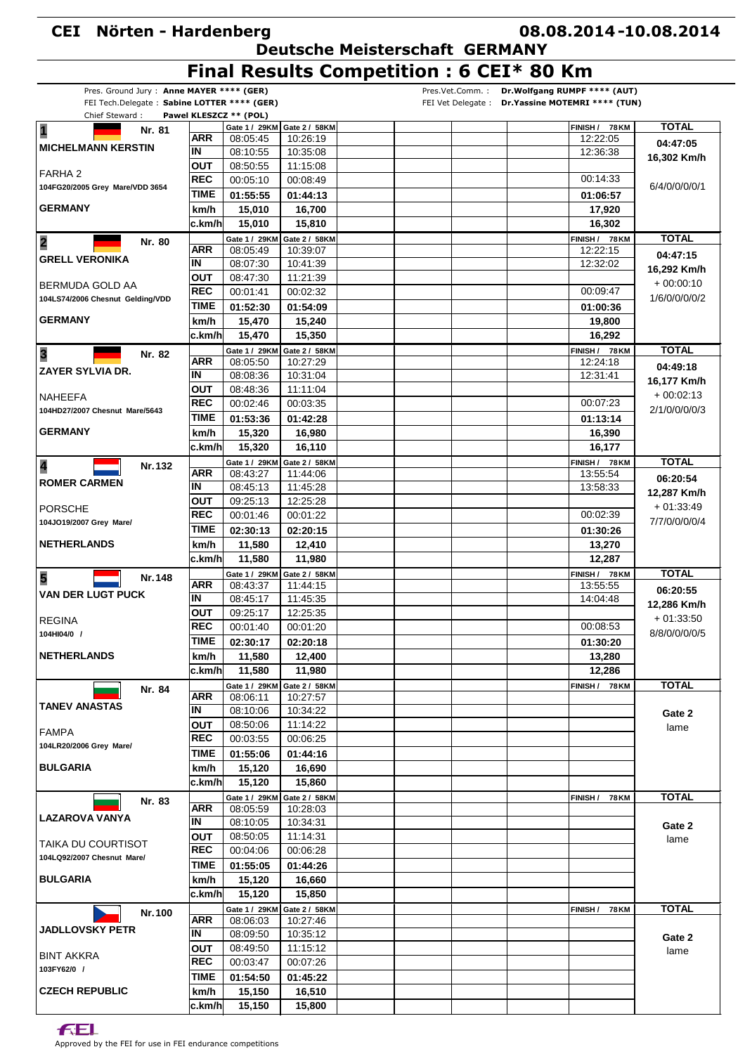# CEI Nörten - Hardenberg

**08.08.2014-10.08.2014**

## Deutsche Meisterschaft GERMANY

# Final Results Competition : 6 CEI* 80 Km

Pres. Ground Jury : **Anne MAYER **** (GER)**
FEI Tech.Delegate : **Sabine LOTTER **** (GER)**
Chief Steward : **Pawel KLESZCZ ** (POL)**

Pres.Vet.Comm. : **Dr.Wolfgang RUMPF **** (AUT)**
FEI Vet Delegate : **Dr.Yassine MOTEMRI **** (TUN)**

| Rider / Horse | | Gate 1 / 29KM | Gate 2 / 58KM | FINISH / 78KM | TOTAL |
|---|---|---|---|---|---|
| **1** Nr. 81 **MICHELMANN KERSTIN** | ARR | 08:05:45 | 10:26:19 | 12:22:05 | **04:47:05** |
| | IN | 08:10:55 | 10:35:08 | 12:36:38 | **16,302 Km/h** |
| FARHA 2 | OUT | 08:50:55 | 11:15:08 | | |
| 104FG20/2005 Grey Mare/VDD 3654 | REC | 00:05:10 | 00:08:49 | 00:14:33 | 6/4/0/0/0/1 |
| | TIME | **01:55:55** | **01:44:13** | **01:06:57** | |
| **GERMANY** | km/h | **15,010** | **16,700** | **17,920** | |
| | c.km/h | **15,010** | **15,810** | **16,302** | |
| **2** Nr. 80 **GRELL VERONIKA** | ARR | 08:05:49 | 10:39:07 | 12:22:15 | **04:47:15** |
| | IN | 08:07:30 | 10:41:39 | 12:32:02 | **16,292 Km/h** |
| BERMUDA GOLD AA | OUT | 08:47:30 | 11:21:39 | | + 00:00:10 |
| 104LS74/2006 Chesnut Gelding/VDD | REC | 00:01:41 | 00:02:32 | 00:09:47 | 1/6/0/0/0/2 |
| | TIME | **01:52:30** | **01:54:09** | **01:00:36** | |
| **GERMANY** | km/h | **15,470** | **15,240** | **19,800** | |
| | c.km/h | **15,470** | **15,350** | **16,292** | |
| **3** Nr. 82 **ZAYER SYLVIA DR.** | ARR | 08:05:50 | 10:27:29 | 12:24:18 | **04:49:18** |
| | IN | 08:08:36 | 10:31:04 | 12:31:41 | **16,177 Km/h** |
| NAHEEFA | OUT | 08:48:36 | 11:11:04 | | + 00:02:13 |
| 104HD27/2007 Chesnut Mare/5643 | REC | 00:02:46 | 00:03:35 | 00:07:23 | 2/1/0/0/0/3 |
| | TIME | **01:53:36** | **01:42:28** | **01:13:14** | |
| **GERMANY** | km/h | **15,320** | **16,980** | **16,390** | |
| | c.km/h | **15,320** | **16,110** | **16,177** | |
| **4** Nr.132 **ROMER CARMEN** | ARR | 08:43:27 | 11:44:06 | 13:55:54 | **06:20:54** |
| | IN | 08:45:13 | 11:45:28 | 13:58:33 | **12,287 Km/h** |
| PORSCHE | OUT | 09:25:13 | 12:25:28 | | + 01:33:49 |
| 104JO19/2007 Grey Mare/ | REC | 00:01:46 | 00:01:22 | 00:02:39 | 7/7/0/0/0/4 |
| | TIME | **02:30:13** | **02:20:15** | **01:30:26** | |
| **NETHERLANDS** | km/h | **11,580** | **12,410** | **13,270** | |
| | c.km/h | **11,580** | **11,980** | **12,287** | |
| **5** Nr.148 **VAN DER LUGT PUCK** | ARR | 08:43:37 | 11:44:15 | 13:55:55 | **06:20:55** |
| | IN | 08:45:17 | 11:45:35 | 14:04:48 | **12,286 Km/h** |
| REGINA | OUT | 09:25:17 | 12:25:35 | | + 01:33:50 |
| 104HI04/0 / | REC | 00:01:40 | 00:01:20 | 00:08:53 | 8/8/0/0/0/5 |
| | TIME | **02:30:17** | **02:20:18** | **01:30:20** | |
| **NETHERLANDS** | km/h | **11,580** | **12,400** | **13,280** | |
| | c.km/h | **11,580** | **11,980** | **12,286** | |
| Nr. 84 **TANEV ANASTAS** | ARR | 08:06:11 | 10:27:57 | | |
| | IN | 08:10:06 | 10:34:22 | | **Gate 2** |
| FAMPA | OUT | 08:50:06 | 11:14:22 | | lame |
| 104LR20/2006 Grey Mare/ | REC | 00:03:55 | 00:06:25 | | |
| | TIME | **01:55:06** | **01:44:16** | | |
| **BULGARIA** | km/h | **15,120** | **16,690** | | |
| | c.km/h | **15,120** | **15,860** | | |
| Nr. 83 **LAZAROVA VANYA** | ARR | 08:05:59 | 10:28:03 | | |
| | IN | 08:10:05 | 10:34:31 | | **Gate 2** |
| TAIKA DU COURTIOSOT | OUT | 08:50:05 | 11:14:31 | | lame |
| 104LQ92/2007 Chesnut Mare/ | REC | 00:04:06 | 00:06:28 | | |
| | TIME | **01:55:05** | **01:44:26** | | |
| **BULGARIA** | km/h | **15,120** | **16,660** | | |
| | c.km/h | **15,120** | **15,850** | | |
| Nr.100 **JADLLOVSKY PETR** | ARR | 08:06:03 | 10:27:46 | | |
| | IN | 08:09:50 | 10:35:12 | | **Gate 2** |
| BINT AKKRA | OUT | 08:49:50 | 11:15:12 | | lame |
| 103FY62/0 / | REC | 00:03:47 | 00:07:26 | | |
| | TIME | **01:54:50** | **01:45:22** | | |
| **CZECH REPUBLIC** | km/h | **15,150** | **16,510** | | |
| | c.km/h | **15,150** | **15,800** | | |

Approved by the FEI for use in FEI endurance competitions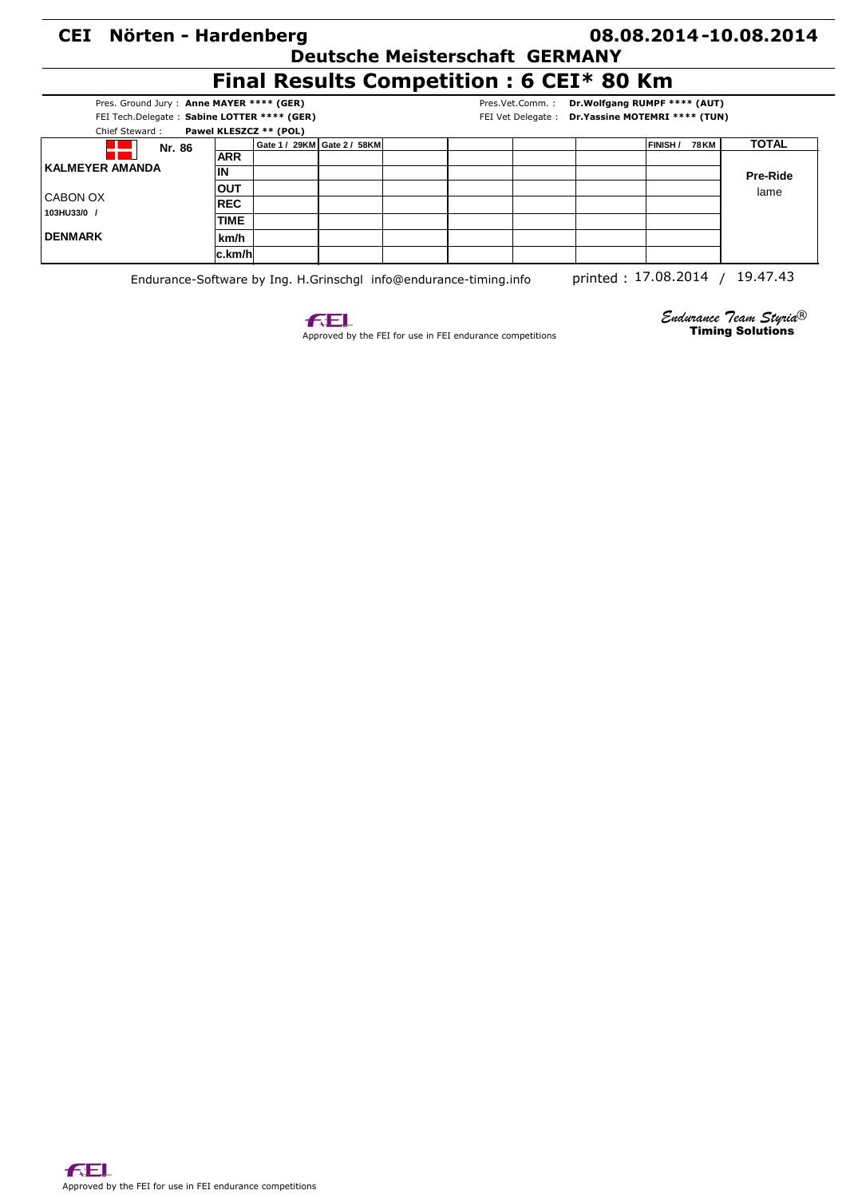**CEI Nörten - Hardenberg** **08.08.2014-10.08.2014**

**Deutsche Meisterschaft GERMANY**

# Final Results Competition : 6 CEI* 80 Km

Pres. Ground Jury : **Anne MAYER \*\*\*\* (GER)**
FEI Tech.Delegate : **Sabine LOTTER \*\*\*\* (GER)**
Chief Steward : **Pawel KLESZCZ \*\* (POL)**

Pres.Vet.Comm. : **Dr.Wolfgang RUMPF \*\*\*\* (AUT)**
FEI Vet Delegate : **Dr.Yassine MOTEMRI \*\*\*\* (TUN)**

| Nr. 86 | | Gate 1 / 29KM | Gate 2 / 58KM | | | | | FINISH / 78KM | TOTAL |
|---|---|---|---|---|---|---|---|---|---|
| **KALMEYER AMANDA** | **ARR** | | | | | | | | |
| | **IN** | | | | | | | | **Pre-Ride** |
| CABON OX | **OUT** | | | | | | | | lame |
| 103HU33/0 / | **REC** | | | | | | | | |
| | **TIME** | | | | | | | | |
| **DENMARK** | **km/h** | | | | | | | | |
| | **c.km/h** | | | | | | | | |

Endurance-Software by Ing. H.Grinschgl info@endurance-timing.info printed : 17.08.2014 / 19.47.43

Approved by the FEI for use in FEI endurance competitions

*Endurance Team Styria®*
**Timing Solutions**

Approved by the FEI for use in FEI endurance competitions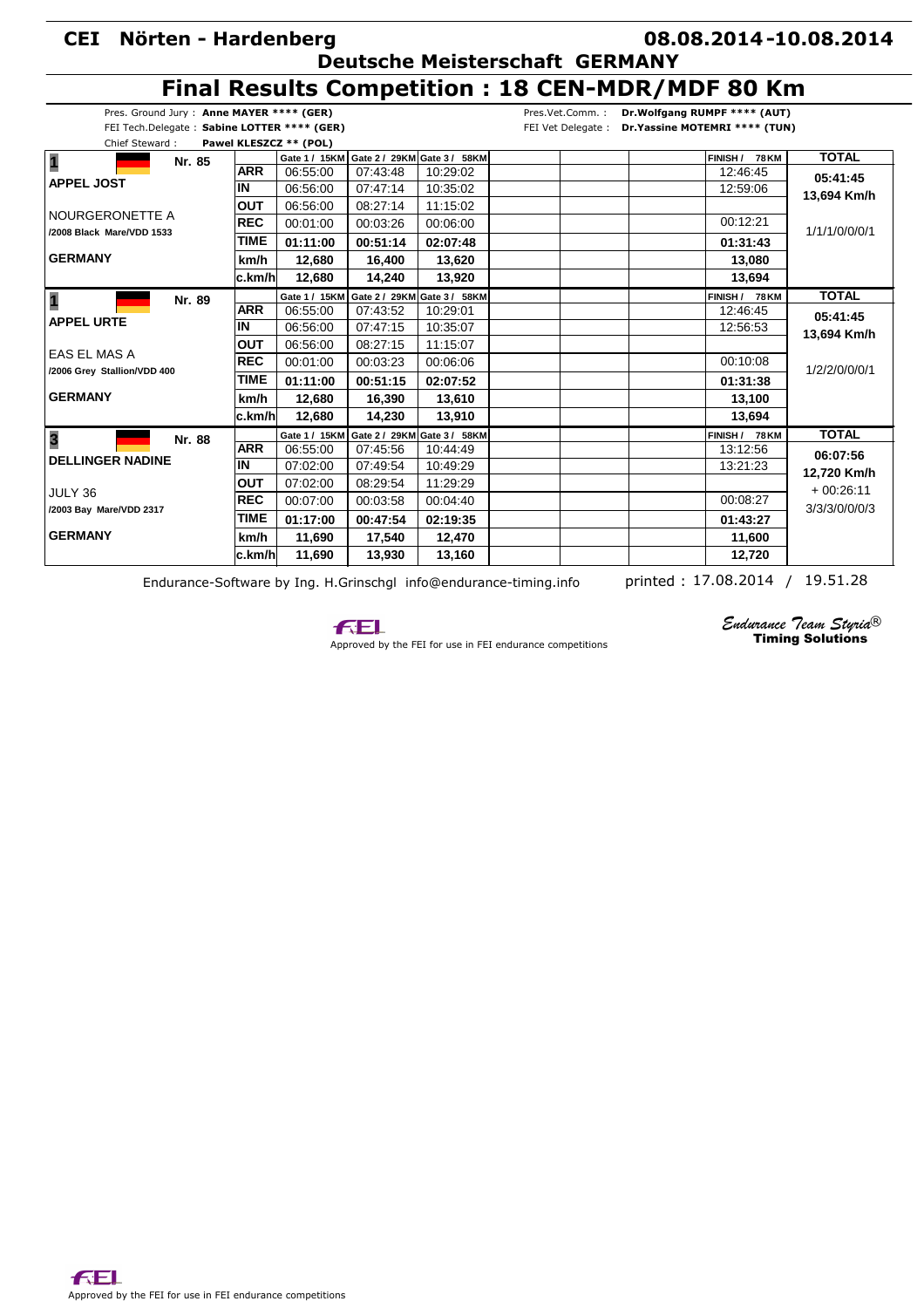# CEI Nörten - Hardenberg

**08.08.2014 - 10.08.2014**

## Deutsche Meisterschaft GERMANY

# Final Results Competition : 18 CEN-MDR/MDF 80 Km

Pres. Ground Jury : **Anne MAYER \*\*\*\* (GER)**
FEI Tech.Delegate : **Sabine LOTTER \*\*\*\* (GER)**
Chief Steward : **Pawel KLESZCZ \*\* (POL)**

Pres.Vet.Comm. : **Dr.Wolfgang RUMPF \*\*\*\* (AUT)**
FEI Vet Delegate : **Dr.Yassine MOTEMRI \*\*\*\* (TUN)**

| Rider / Horse | | Gate 1 / 15KM | Gate 2 / 29KM | Gate 3 / 58KM | | | | FINISH / 78KM | TOTAL |
|---|---|---|---|---|---|---|---|---|---|
| **1** Nr. 85 | ARR | 06:55:00 | 07:43:48 | 10:29:02 | | | | 12:46:45 | **05:41:45** |
| **APPEL JOST** | IN | 06:56:00 | 07:47:14 | 10:35:02 | | | | 12:59:06 | **13,694 Km/h** |
| NOURGERONETTE A | OUT | 06:56:00 | 08:27:14 | 11:15:02 | | | | | |
| /2008 Black Mare/VDD 1533 | REC | 00:01:00 | 00:03:26 | 00:06:00 | | | | 00:12:21 | 1/1/1/0/0/0/1 |
| | TIME | **01:11:00** | **00:51:14** | **02:07:48** | | | | **01:31:43** | |
| **GERMANY** | km/h | **12,680** | **16,400** | **13,620** | | | | **13,080** | |
| | c.km/h | **12,680** | **14,240** | **13,920** | | | | **13,694** | |
| **1** Nr. 89 | ARR | 06:55:00 | 07:43:52 | 10:29:01 | | | | 12:46:45 | **05:41:45** |
| **APPEL URTE** | IN | 06:56:00 | 07:47:15 | 10:35:07 | | | | 12:56:53 | **13,694 Km/h** |
| EAS EL MAS A | OUT | 06:56:00 | 08:27:15 | 11:15:07 | | | | | |
| /2006 Grey Stallion/VDD 400 | REC | 00:01:00 | 00:03:23 | 00:06:06 | | | | 00:10:08 | 1/2/2/0/0/0/1 |
| | TIME | **01:11:00** | **00:51:15** | **02:07:52** | | | | **01:31:38** | |
| **GERMANY** | km/h | **12,680** | **16,390** | **13,610** | | | | **13,100** | |
| | c.km/h | **12,680** | **14,230** | **13,910** | | | | **13,694** | |
| **3** Nr. 88 | ARR | 06:55:00 | 07:45:56 | 10:44:49 | | | | 13:12:56 | **06:07:56** |
| **DELLINGER NADINE** | IN | 07:02:00 | 07:49:54 | 10:49:29 | | | | 13:21:23 | **12,720 Km/h** |
| JULY 36 | OUT | 07:02:00 | 08:29:54 | 11:29:29 | | | | | + 00:26:11 |
| /2003 Bay Mare/VDD 2317 | REC | 00:07:00 | 00:03:58 | 00:04:40 | | | | 00:08:27 | 3/3/3/0/0/0/3 |
| | TIME | **01:17:00** | **00:47:54** | **02:19:35** | | | | **01:43:27** | |
| **GERMANY** | km/h | **11,690** | **17,540** | **12,470** | | | | **11,600** | |
| | c.km/h | **11,690** | **13,930** | **13,160** | | | | **12,720** | |

Endurance-Software by Ing. H.Grinschgl info@endurance-timing.info    printed : 17.08.2014 / 19.51.28

FEI
Approved by the FEI for use in FEI endurance competitions

*Endurance Team Styria®*
**Timing Solutions**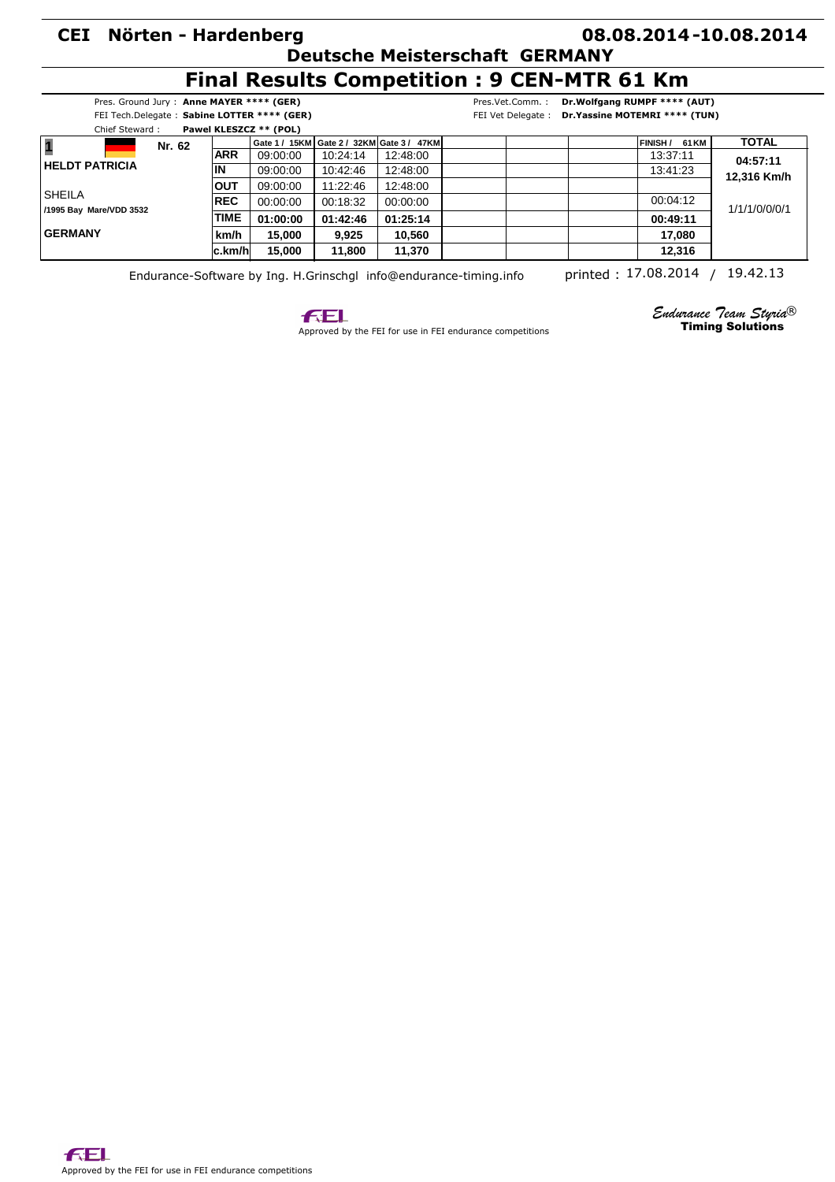# CEI Nörten - Hardenberg

**08.08.2014-10.08.2014**

**Deutsche Meisterschaft GERMANY**

## Final Results Competition : 9 CEN-MTR 61 Km

Pres. Ground Jury : **Anne MAYER \*\*\*\* (GER)**
FEI Tech.Delegate : **Sabine LOTTER \*\*\*\* (GER)**
Chief Steward : **Pawel KLESZCZ \*\* (POL)**

Pres.Vet.Comm. : **Dr.Wolfgang RUMPF \*\*\*\* (AUT)**
FEI Vet Delegate : **Dr.Yassine MOTEMRI \*\*\*\* (TUN)**

| 1 | Nr. 62 | | Gate 1 / 15KM | Gate 2 / 32KM | Gate 3 / 47KM | | | | FINISH / 61 KM | TOTAL |
|---|---|---|---|---|---|---|---|---|---|---|
| **HELDT PATRICIA** | | **ARR** | 09:00:00 | 10:24:14 | 12:48:00 | | | | 13:37:11 | **04:57:11** |
| | | **IN** | 09:00:00 | 10:42:46 | 12:48:00 | | | | 13:41:23 | **12,316 Km/h** |
| SHEILA | | **OUT** | 09:00:00 | 11:22:46 | 12:48:00 | | | | | |
| /1995 Bay Mare/VDD 3532 | | **REC** | 00:00:00 | 00:18:32 | 00:00:00 | | | | 00:04:12 | 1/1/1/0/0/0/1 |
| | | **TIME** | **01:00:00** | **01:42:46** | **01:25:14** | | | | **00:49:11** | |
| **GERMANY** | | **km/h** | **15,000** | **9,925** | **10,560** | | | | **17,080** | |
| | | **c.km/h** | **15,000** | **11,800** | **11,370** | | | | **12,316** | |

Endurance-Software by Ing. H.Grinschgl info@endurance-timing.info printed : 17.08.2014 / 19.42.13

Approved by the FEI for use in FEI endurance competitions

*Endurance Team Styria®*
**Timing Solutions**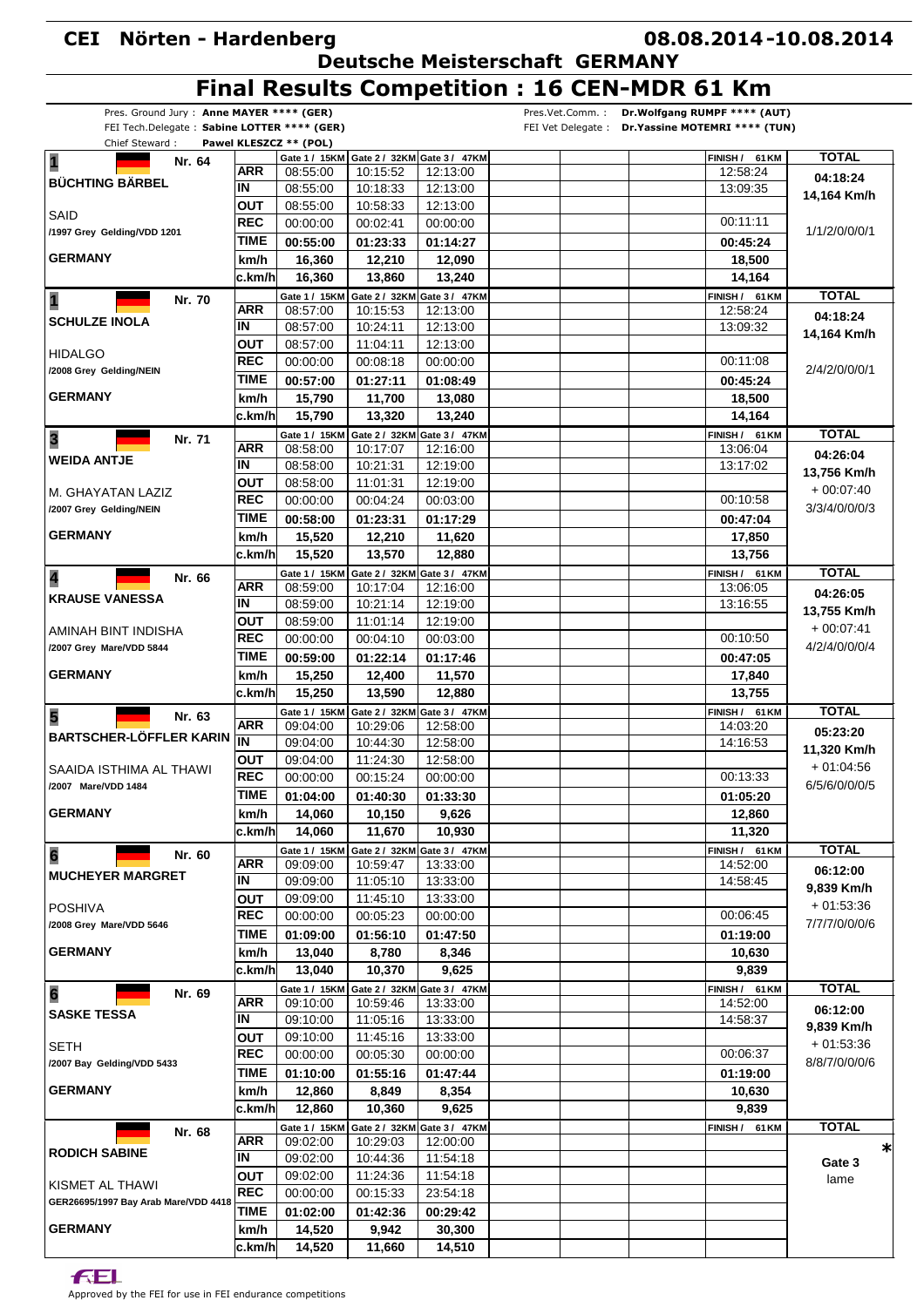**CEI Nörten - Hardenberg** — **08.08.2014-10.08.2014**

## Deutsche Meisterschaft GERMANY

# Final Results Competition : 16 CEN-MDR 61 Km

Pres. Ground Jury : **Anne MAYER \*\*\*\* (GER)**
FEI Tech.Delegate : **Sabine LOTTER \*\*\*\* (GER)**
Chief Steward : **Pawel KLESZCZ \*\* (POL)**

Pres.Vet.Comm. : **Dr.Wolfgang RUMPF \*\*\*\* (AUT)**
FEI Vet Delegate : **Dr.Yassine MOTEMRI \*\*\*\* (TUN)**

| Rider / Horse | | Gate 1 / 15KM | Gate 2 / 32KM | Gate 3 / 47KM | FINISH / 61KM | TOTAL |
|---|---|---|---|---|---|---|
| **1** Nr. 64 | ARR | 08:55:00 | 10:15:52 | 12:13:00 | 12:58:24 | **04:18:24** |
| **BÜCHTING BÄRBEL** | IN | 08:55:00 | 10:18:33 | 12:13:00 | 13:09:35 | **14,164 Km/h** |
| SAID | OUT | 08:55:00 | 10:58:33 | 12:13:00 | | |
| /1997 Grey Gelding/VDD 1201 | REC | 00:00:00 | 00:02:41 | 00:00:00 | 00:11:11 | 1/1/2/0/0/0/1 |
| | TIME | **00:55:00** | **01:23:33** | **01:14:27** | **00:45:24** | |
| **GERMANY** | km/h | **16,360** | **12,210** | **12,090** | **18,500** | |
| | c.km/h | **16,360** | **13,860** | **13,240** | **14,164** | |
| **1** Nr. 70 | ARR | 08:57:00 | 10:15:53 | 12:13:00 | 12:58:24 | **04:18:24** |
| **SCHULZE INOLA** | IN | 08:57:00 | 10:24:11 | 12:13:00 | 13:09:32 | **14,164 Km/h** |
| HIDALGO | OUT | 08:57:00 | 11:04:11 | 12:13:00 | | |
| /2008 Grey Gelding/NEIN | REC | 00:00:00 | 00:08:18 | 00:00:00 | 00:11:08 | 2/4/2/0/0/0/1 |
| | TIME | **00:57:00** | **01:27:11** | **01:08:49** | **00:45:24** | |
| **GERMANY** | km/h | **15,790** | **11,700** | **13,080** | **18,500** | |
| | c.km/h | **15,790** | **13,320** | **13,240** | **14,164** | |
| **3** Nr. 71 | ARR | 08:58:00 | 10:17:07 | 12:16:00 | 13:06:04 | **04:26:04** |
| **WEIDA ANTJE** | IN | 08:58:00 | 10:21:31 | 12:19:00 | 13:17:02 | **13,756 Km/h** |
| M. GHAYATAN LAZIZ | OUT | 08:58:00 | 11:01:31 | 12:19:00 | | + 00:07:40 |
| /2007 Grey Gelding/NEIN | REC | 00:00:00 | 00:04:24 | 00:03:00 | 00:10:58 | 3/3/4/0/0/0/3 |
| | TIME | **00:58:00** | **01:23:31** | **01:17:29** | **00:47:04** | |
| **GERMANY** | km/h | **15,520** | **12,210** | **11,620** | **17,850** | |
| | c.km/h | **15,520** | **13,570** | **12,880** | **13,756** | |
| **4** Nr. 66 | ARR | 08:59:00 | 10:17:04 | 12:16:00 | 13:06:05 | **04:26:05** |
| **KRAUSE VANESSA** | IN | 08:59:00 | 10:21:14 | 12:19:00 | 13:16:55 | **13,755 Km/h** |
| AMINAH BINT INDISHA | OUT | 08:59:00 | 11:01:14 | 12:19:00 | | + 00:07:41 |
| /2007 Grey Mare/VDD 5844 | REC | 00:00:00 | 00:04:10 | 00:03:00 | 00:10:50 | 4/2/4/0/0/0/4 |
| | TIME | **00:59:00** | **01:22:14** | **01:17:46** | **00:47:05** | |
| **GERMANY** | km/h | **15,250** | **12,400** | **11,570** | **17,840** | |
| | c.km/h | **15,250** | **13,590** | **12,880** | **13,755** | |
| **5** Nr. 63 | ARR | 09:04:00 | 10:29:06 | 12:58:00 | 14:03:20 | **05:23:20** |
| **BARTSCHER-LÖFFLER KARIN** | IN | 09:04:00 | 10:44:30 | 12:58:00 | 14:16:53 | **11,320 Km/h** |
| SAAIDA ISTHIMA AL THAWI | OUT | 09:04:00 | 11:24:30 | 12:58:00 | | + 01:04:56 |
| /2007 Mare/VDD 1484 | REC | 00:00:00 | 00:15:24 | 00:00:00 | 00:13:33 | 6/5/6/0/0/0/5 |
| | TIME | **01:04:00** | **01:40:30** | **01:33:30** | **01:05:20** | |
| **GERMANY** | km/h | **14,060** | **10,150** | **9,626** | **12,860** | |
| | c.km/h | **14,060** | **11,670** | **10,930** | **11,320** | |
| **6** Nr. 60 | ARR | 09:09:00 | 10:59:47 | 13:33:00 | 14:52:00 | **06:12:00** |
| **MUCHEYER MARGRET** | IN | 09:09:00 | 11:05:10 | 13:33:00 | 14:58:45 | **9,839 Km/h** |
| POSHIVA | OUT | 09:09:00 | 11:45:10 | 13:33:00 | | + 01:53:36 |
| /2008 Grey Mare/VDD 5646 | REC | 00:00:00 | 00:05:23 | 00:00:00 | 00:06:45 | 7/7/7/0/0/0/6 |
| | TIME | **01:09:00** | **01:56:10** | **01:47:50** | **01:19:00** | |
| **GERMANY** | km/h | **13,040** | **8,780** | **8,346** | **10,630** | |
| | c.km/h | **13,040** | **10,370** | **9,625** | **9,839** | |
| **6** Nr. 69 | ARR | 09:10:00 | 10:59:46 | 13:33:00 | 14:52:00 | **06:12:00** |
| **SASKE TESSA** | IN | 09:10:00 | 11:05:16 | 13:33:00 | 14:58:37 | **9,839 Km/h** |
| SETH | OUT | 09:10:00 | 11:45:16 | 13:33:00 | | + 01:53:36 |
| /2007 Bay Gelding/VDD 5433 | REC | 00:00:00 | 00:05:30 | 00:00:00 | 00:06:37 | 8/8/7/0/0/0/6 |
| | TIME | **01:10:00** | **01:55:16** | **01:47:44** | **01:19:00** | |
| **GERMANY** | km/h | **12,860** | **8,849** | **8,354** | **10,630** | |
| | c.km/h | **12,860** | **10,360** | **9,625** | **9,839** | |
| Nr. 68 | ARR | 09:02:00 | 10:29:03 | 12:00:00 | | * |
| **RODICH SABINE** | IN | 09:02:00 | 10:44:36 | 11:54:18 | | Gate 3 |
| KISMET AL THAWI | OUT | 09:02:00 | 11:24:36 | 11:54:18 | | lame |
| GER26695/1997 Bay Arab Mare/VDD 4418 | REC | 00:00:00 | 00:15:33 | 23:54:18 | | |
| | TIME | **01:02:00** | **01:42:36** | **00:29:42** | | |
| **GERMANY** | km/h | **14,520** | **9,942** | **30,300** | | |
| | c.km/h | **14,520** | **11,660** | **14,510** | | |

Approved by the FEI for use in FEI endurance competitions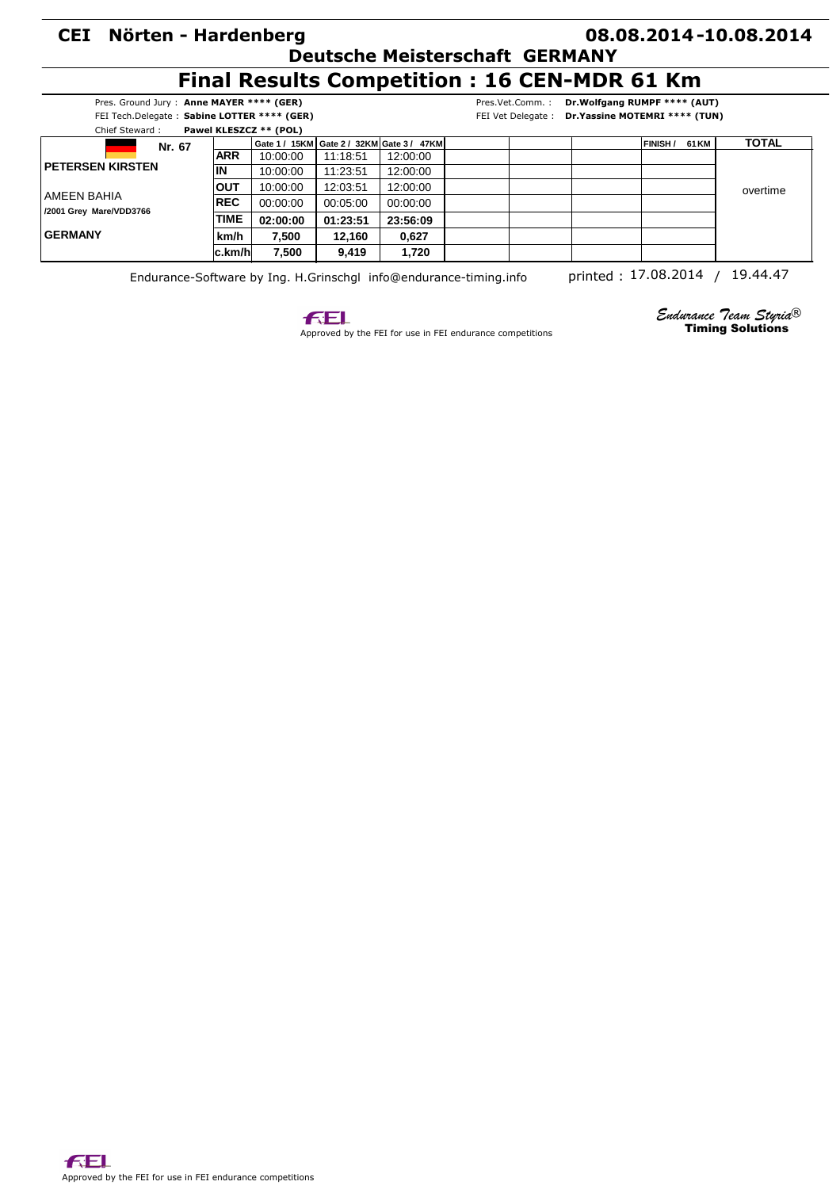# CEI Nörten - Hardenberg

**08.08.2014 -10.08.2014**

## Deutsche Meisterschaft GERMANY

# Final Results Competition : 16 CEN-MDR 61 Km

Pres. Ground Jury : **Anne MAYER **** (GER)**
FEI Tech.Delegate : **Sabine LOTTER **** (GER)**
Chief Steward : **Pawel KLESZCZ ** (POL)**

Pres.Vet.Comm. : **Dr.Wolfgang RUMPF **** (AUT)**
FEI Vet Delegate : **Dr.Yassine MOTEMRI **** (TUN)**

| Nr. 67 | | Gate 1 / 15KM | Gate 2 / 32KM | Gate 3 / 47KM | | | | FINISH / 61 KM | TOTAL |
|---|---|---|---|---|---|---|---|---|---|
| **PETERSEN KIRSTEN** | **ARR** | 10:00:00 | 11:18:51 | 12:00:00 | | | | | overtime |
| | **IN** | 10:00:00 | 11:23:51 | 12:00:00 | | | | | |
| AMEEN BAHIA | **OUT** | 10:00:00 | 12:03:51 | 12:00:00 | | | | | |
| **/2001 Grey Mare/VDD3766** | **REC** | 00:00:00 | 00:05:00 | 00:00:00 | | | | | |
| | **TIME** | **02:00:00** | **01:23:51** | **23:56:09** | | | | | |
| **GERMANY** | **km/h** | **7,500** | **12,160** | **0,627** | | | | | |
| | **c.km/h** | **7,500** | **9,419** | **1,720** | | | | | |

Endurance-Software by Ing. H.Grinschgl info@endurance-timing.info

printed : 17.08.2014 / 19.44.47

Approved by the FEI for use in FEI endurance competitions

*Endurance Team Styria®*
**Timing Solutions**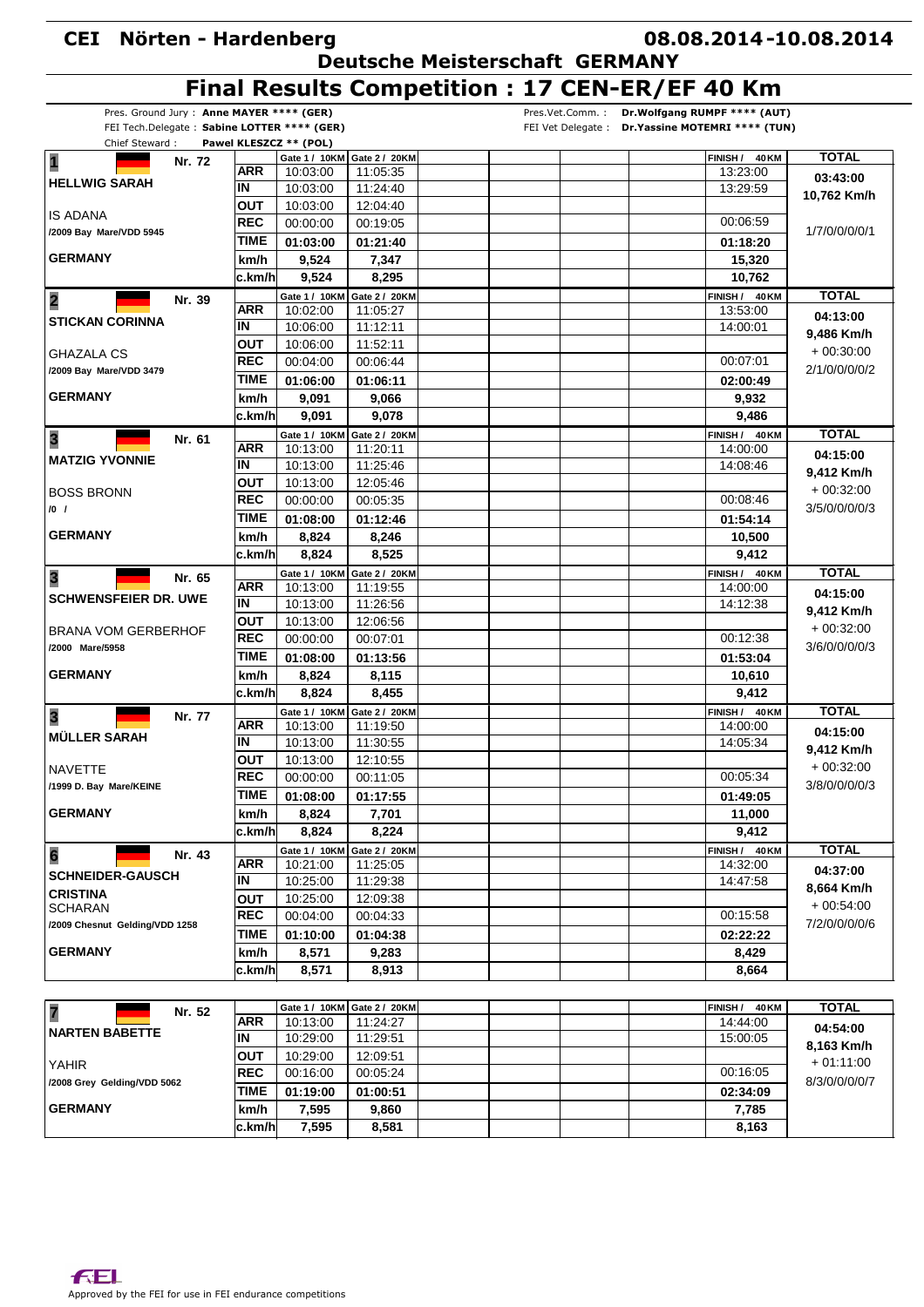# CEI Nörten - Hardenberg

**08.08.2014-10.08.2014**

## Deutsche Meisterschaft GERMANY

## Final Results Competition : 17 CEN-ER/EF 40 Km

Pres. Ground Jury : **Anne MAYER **** (GER)**
FEI Tech.Delegate : **Sabine LOTTER **** (GER)**
Chief Steward : **Pawel KLESZCZ ** (POL)**

Pres.Vet.Comm. : **Dr.Wolfgang RUMPF **** (AUT)**
FEI Vet Delegate : **Dr.Yassine MOTEMRI **** (TUN)**

| Rank / Rider / Horse | | Gate 1 / 10KM | Gate 2 / 20KM | FINISH / 40KM | TOTAL |
|---|---|---|---|---|---|
| **1** Nr. 72 **HELLWIG SARAH** | ARR | 10:03:00 | 11:05:35 | 13:23:00 | **03:43:00** |
| | IN | 10:03:00 | 11:24:40 | 13:29:59 | **10,762 Km/h** |
| IS ADANA | OUT | 10:03:00 | 12:04:40 | | |
| /2009 Bay Mare/VDD 5945 | REC | 00:00:00 | 00:19:05 | 00:06:59 | 1/7/0/0/0/0/1 |
| | TIME | **01:03:00** | **01:21:40** | **01:18:20** | |
| **GERMANY** | km/h | **9,524** | **7,347** | **15,320** | |
| | c.km/h | **9,524** | **8,295** | **10,762** | |
| **2** Nr. 39 **STICKAN CORINNA** | ARR | 10:02:00 | 11:05:27 | 13:53:00 | **04:13:00** |
| | IN | 10:06:00 | 11:12:11 | 14:00:01 | **9,486 Km/h** |
| GHAZALA CS | OUT | 10:06:00 | 11:52:11 | | + 00:30:00 |
| /2009 Bay Mare/VDD 3479 | REC | 00:04:00 | 00:06:44 | 00:07:01 | 2/1/0/0/0/0/2 |
| | TIME | **01:06:00** | **01:06:11** | **02:00:49** | |
| **GERMANY** | km/h | **9,091** | **9,066** | **9,932** | |
| | c.km/h | **9,091** | **9,078** | **9,486** | |
| **3** Nr. 61 **MATZIG YVONNIE** | ARR | 10:13:00 | 11:20:11 | 14:00:00 | **04:15:00** |
| | IN | 10:13:00 | 11:25:46 | 14:08:46 | **9,412 Km/h** |
| BOSS BRONN | OUT | 10:13:00 | 12:05:46 | | + 00:32:00 |
| /0 / | REC | 00:00:00 | 00:05:35 | 00:08:46 | 3/5/0/0/0/0/3 |
| | TIME | **01:08:00** | **01:12:46** | **01:54:14** | |
| **GERMANY** | km/h | **8,824** | **8,246** | **10,500** | |
| | c.km/h | **8,824** | **8,525** | **9,412** | |
| **3** Nr. 65 **SCHWENSFEIER DR. UWE** | ARR | 10:13:00 | 11:19:55 | 14:00:00 | **04:15:00** |
| | IN | 10:13:00 | 11:26:56 | 14:12:38 | **9,412 Km/h** |
| BRANA VOM GERBERHOF | OUT | 10:13:00 | 12:06:56 | | + 00:32:00 |
| /2000 Mare/5958 | REC | 00:00:00 | 00:07:01 | 00:12:38 | 3/6/0/0/0/0/3 |
| | TIME | **01:08:00** | **01:13:56** | **01:53:04** | |
| **GERMANY** | km/h | **8,824** | **8,115** | **10,610** | |
| | c.km/h | **8,824** | **8,455** | **9,412** | |
| **3** Nr. 77 **MÜLLER SARAH** | ARR | 10:13:00 | 11:19:50 | 14:00:00 | **04:15:00** |
| | IN | 10:13:00 | 11:30:55 | 14:05:34 | **9,412 Km/h** |
| NAVETTE | OUT | 10:13:00 | 12:10:55 | | + 00:32:00 |
| /1999 D. Bay Mare/KEINE | REC | 00:00:00 | 00:11:05 | 00:05:34 | 3/8/0/0/0/0/3 |
| | TIME | **01:08:00** | **01:17:55** | **01:49:05** | |
| **GERMANY** | km/h | **8,824** | **7,701** | **11,000** | |
| | c.km/h | **8,824** | **8,224** | **9,412** | |
| **6** Nr. 43 **SCHNEIDER-GAUSCH CRISTINA** | ARR | 10:21:00 | 11:25:05 | 14:32:00 | **04:37:00** |
| | IN | 10:25:00 | 11:29:38 | 14:47:58 | **8,664 Km/h** |
| SCHARAN | OUT | 10:25:00 | 12:09:38 | | + 00:54:00 |
| /2009 Chesnut Gelding/VDD 1258 | REC | 00:04:00 | 00:04:33 | 00:15:58 | 7/2/0/0/0/0/6 |
| | TIME | **01:10:00** | **01:04:38** | **02:22:22** | |
| **GERMANY** | km/h | **8,571** | **9,283** | **8,429** | |
| | c.km/h | **8,571** | **8,913** | **8,664** | |
| **7** Nr. 52 **NARTEN BABETTE** | ARR | 10:13:00 | 11:24:27 | 14:44:00 | **04:54:00** |
| | IN | 10:29:00 | 11:29:51 | 15:00:05 | **8,163 Km/h** |
| YAHIR | OUT | 10:29:00 | 12:09:51 | | + 01:11:00 |
| /2008 Grey Gelding/VDD 5062 | REC | 00:16:00 | 00:05:24 | 00:16:05 | 8/3/0/0/0/0/7 |
| | TIME | **01:19:00** | **01:00:51** | **02:34:09** | |
| **GERMANY** | km/h | **7,595** | **9,860** | **7,785** | |
| | c.km/h | **7,595** | **8,581** | **8,163** | |

Approved by the FEI for use in FEI endurance competitions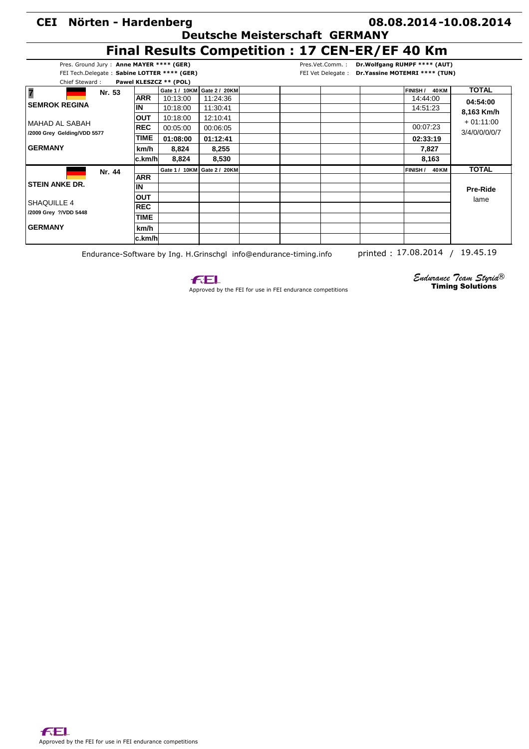# CEI Nörten - Hardenberg

**08.08.2014 -10.08.2014**

**Deutsche Meisterschaft GERMANY**

## Final Results Competition : 17 CEN-ER/EF 40 Km

Pres. Ground Jury : **Anne MAYER \*\*\*\* (GER)**
FEI Tech.Delegate : **Sabine LOTTER \*\*\*\* (GER)**
Chief Steward : **Pawel KLESZCZ \*\* (POL)**

Pres.Vet.Comm. : **Dr.Wolfgang RUMPF \*\*\*\* (AUT)**
FEI Vet Delegate : **Dr.Yassine MOTEMRI \*\*\*\* (TUN)**

| Rank / Rider / Horse | | Gate 1 / 10KM | Gate 2 / 20KM | | | | | FINISH / 40 KM | TOTAL |
|---|---|---|---|---|---|---|---|---|---|
| **7** Nr. 53 | ARR | 10:13:00 | 11:24:36 | | | | | 14:44:00 | 04:54:00 |
| **SEMROK REGINA** | IN | 10:18:00 | 11:30:41 | | | | | 14:51:23 | 8,163 Km/h |
| MAHAD AL SABAH | OUT | 10:18:00 | 12:10:41 | | | | | | + 01:11:00 |
| /2000 Grey Gelding/VDD 5577 | REC | 00:05:00 | 00:06:05 | | | | | 00:07:23 | 3/4/0/0/0/0/7 |
| | TIME | 01:08:00 | 01:12:41 | | | | | 02:33:19 | |
| **GERMANY** | km/h | 8,824 | 8,255 | | | | | 7,827 | |
| | c.km/h | 8,824 | 8,530 | | | | | 8,163 | |
| Nr. 44 | ARR | | | | | | | | **Pre-Ride** |
| **STEIN ANKE DR.** | IN | | | | | | | | lame |
| SHAQUILLE 4 | OUT | | | | | | | | |
| /2009 Grey ?/VDD 5448 | REC | | | | | | | | |
| | TIME | | | | | | | | |
| **GERMANY** | km/h | | | | | | | | |
| | c.km/h | | | | | | | | |

Endurance-Software by Ing. H.Grinschgl info@endurance-timing.info printed : 17.08.2014 / 19.45.19

Approved by the FEI for use in FEI endurance competitions

*Endurance Team Styria®* **Timing Solutions**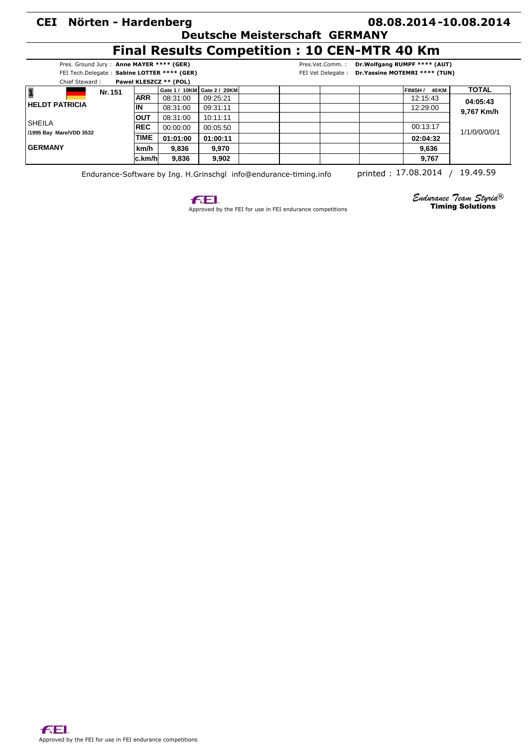# CEI Nörten - Hardenberg

**08.08.2014-10.08.2014**

**Deutsche Meisterschaft GERMANY**

## Final Results Competition : 10 CEN-MTR 40 Km

Pres. Ground Jury : **Anne MAYER \*\*\*\* (GER)**
FEI Tech.Delegate : **Sabine LOTTER \*\*\*\* (GER)**
Chief Steward : **Pawel KLESZCZ \*\* (POL)**

Pres.Vet.Comm. : **Dr.Wolfgang RUMPF \*\*\*\* (AUT)**
FEI Vet Delegate : **Dr.Yassine MOTEMRI \*\*\*\* (TUN)**

| 1 | Nr.151 | | Gate 1 / 10KM | Gate 2 / 20KM | | | | FINISH / 40KM | TOTAL |
|---|---|---|---|---|---|---|---|---|---|
| HELDT PATRICIA | | ARR | 08:31:00 | 09:25:21 | | | | 12:15:43 | 04:05:43 |
| | | IN | 08:31:00 | 09:31:11 | | | | 12:29:00 | 9,767 Km/h |
| SHEILA | | OUT | 08:31:00 | 10:11:11 | | | | | |
| /1995 Bay Mare/VDD 3532 | | REC | 00:00:00 | 00:05:50 | | | | 00:13:17 | 1/1/0/0/0/0/1 |
| | | TIME | 01:01:00 | 01:00:11 | | | | 02:04:32 | |
| GERMANY | | km/h | 9,836 | 9,970 | | | | 9,636 | |
| | | c.km/h | 9,836 | 9,902 | | | | 9,767 | |

Endurance-Software by Ing. H.Grinschgl info@endurance-timing.info printed : 17.08.2014 / 19.49.59

Approved by the FEI for use in FEI endurance competitions

*Endurance Team Styria®*
**Timing Solutions**

Approved by the FEI for use in FEI endurance competitions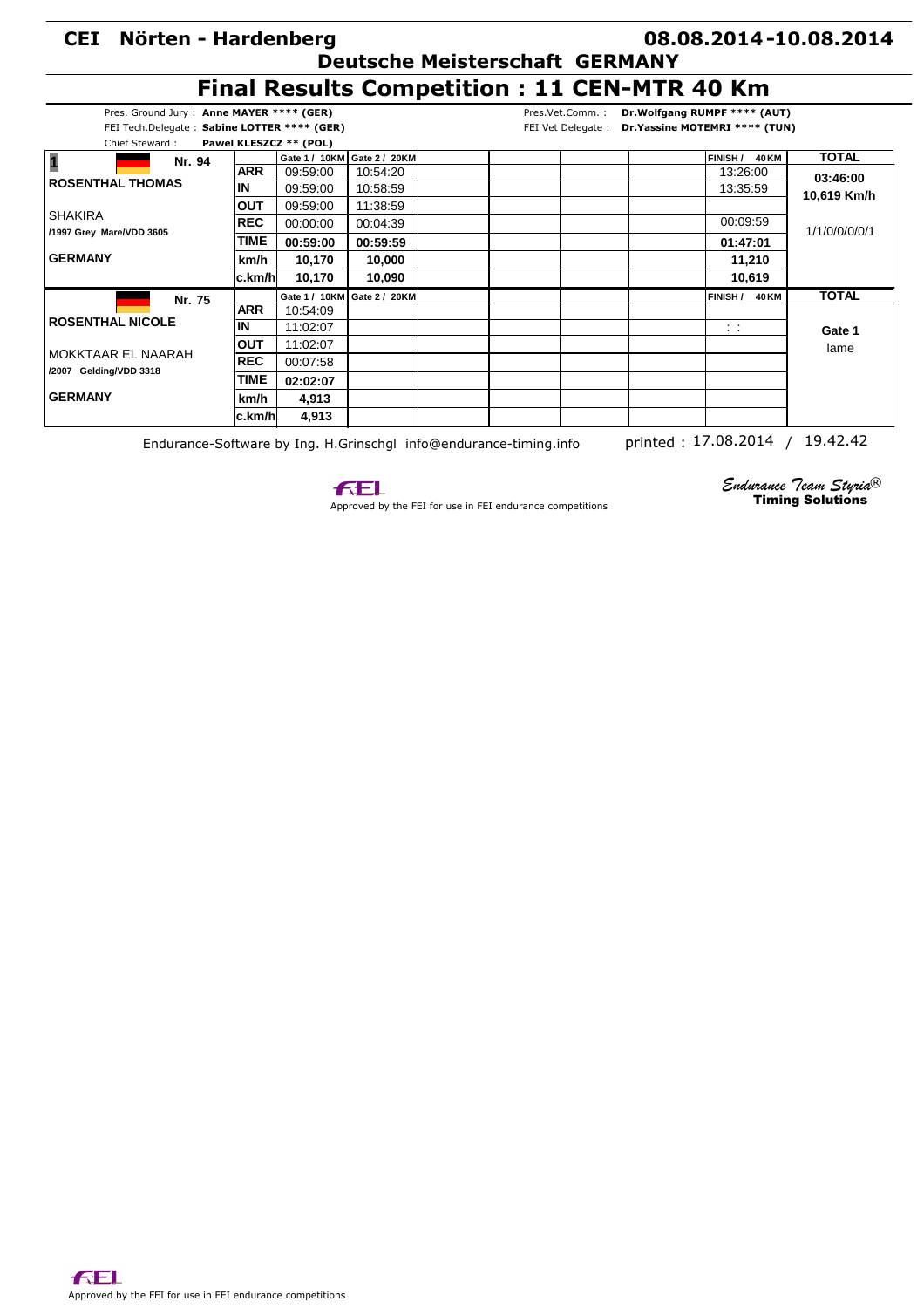**CEI Nörten - Hardenberg** **08.08.2014-10.08.2014**

**Deutsche Meisterschaft GERMANY**

# Final Results Competition : 11 CEN-MTR 40 Km

Pres. Ground Jury : **Anne MAYER \*\*\*\* (GER)**
FEI Tech.Delegate : **Sabine LOTTER \*\*\*\* (GER)**
Chief Steward : **Pawel KLESZCZ \*\* (POL)**

Pres.Vet.Comm. : **Dr.Wolfgang RUMPF \*\*\*\* (AUT)**
FEI Vet Delegate : **Dr.Yassine MOTEMRI \*\*\*\* (TUN)**

| Rider / Horse | | Gate 1 / 10KM | Gate 2 / 20KM | | | | FINISH / 40 KM | TOTAL |
|---|---|---|---|---|---|---|---|---|
| **1** Nr. 94 | **ARR** | 09:59:00 | 10:54:20 | | | | 13:26:00 | **03:46:00** |
| **ROSENTHAL THOMAS** | **IN** | 09:59:00 | 10:58:59 | | | | 13:35:59 | **10,619 Km/h** |
| | **OUT** | 09:59:00 | 11:38:59 | | | | | |
| SHAKIRA | **REC** | 00:00:00 | 00:04:39 | | | | 00:09:59 | 1/1/0/0/0/0/1 |
| **/1997 Grey Mare/VDD 3605** | **TIME** | **00:59:00** | **00:59:59** | | | | **01:47:01** | |
| **GERMANY** | **km/h** | **10,170** | **10,000** | | | | **11,210** | |
| | **c.km/h** | **10,170** | **10,090** | | | | **10,619** | |
| Nr. 75 | **ARR** | 10:54:09 | | | | | | |
| **ROSENTHAL NICOLE** | **IN** | 11:02:07 | | | | | : : | **Gate 1** |
| | **OUT** | 11:02:07 | | | | | | lame |
| MOKKTAAR EL NAARAH | **REC** | 00:07:58 | | | | | | |
| **/2007 Gelding/VDD 3318** | **TIME** | **02:02:07** | | | | | | |
| **GERMANY** | **km/h** | **4,913** | | | | | | |
| | **c.km/h** | **4,913** | | | | | | |

Endurance-Software by Ing. H.Grinschgl info@endurance-timing.info printed : 17.08.2014 / 19.42.42

Approved by the FEI for use in FEI endurance competitions

*Endurance Team Styria®* **Timing Solutions**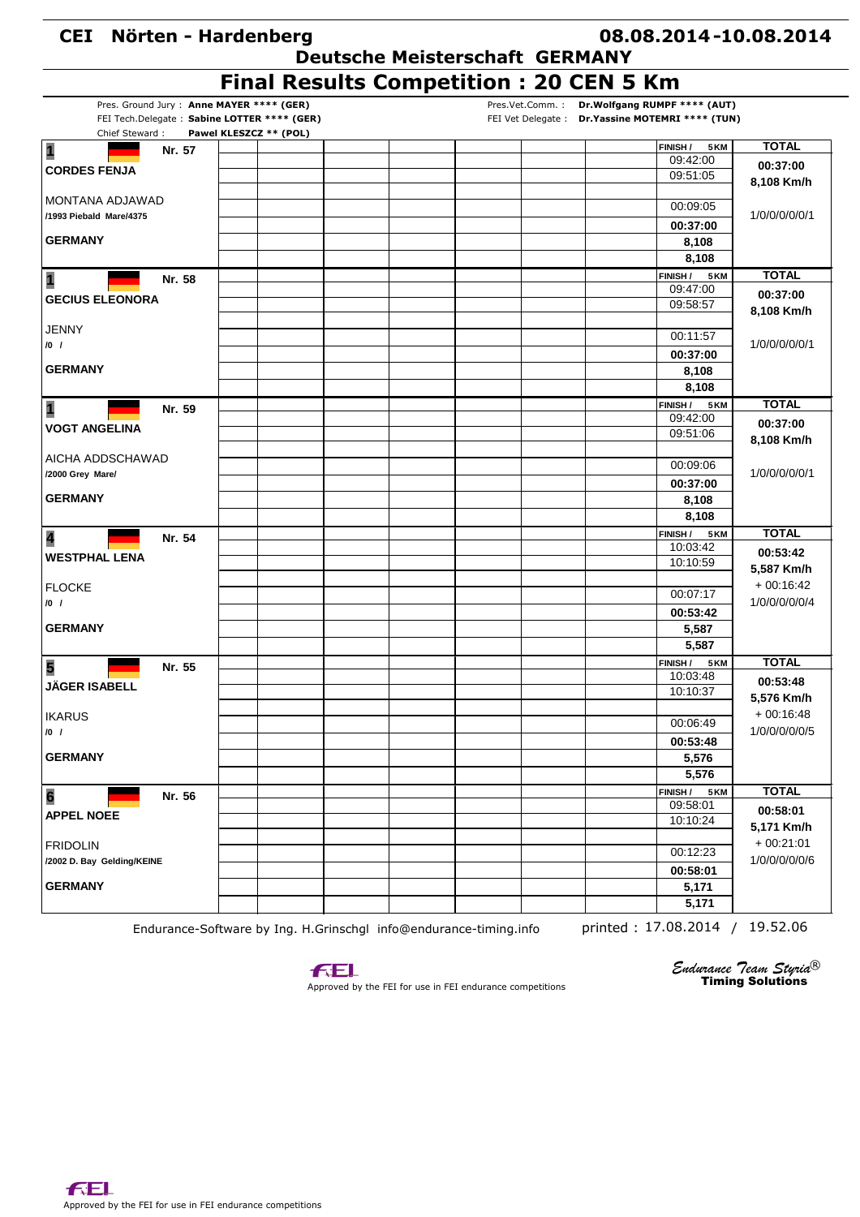# CEI Nörten - Hardenberg

**08.08.2014 - 10.08.2014**

## Deutsche Meisterschaft GERMANY

## Final Results Competition : 20 CEN 5 Km

Pres. Ground Jury : **Anne MAYER \*\*\*\* (GER)**
FEI Tech.Delegate : **Sabine LOTTER \*\*\*\* (GER)**
Chief Steward : **Pawel KLESZCZ \*\* (POL)**

Pres.Vet.Comm. : **Dr.Wolfgang RUMPF \*\*\*\* (AUT)**
FEI Vet Delegate : **Dr.Yassine MOTEMRI \*\*\*\* (TUN)**

| Rank | Nr. | Rider / Horse / Nation | FINISH / 5KM | TOTAL |
|---|---|---|---|---|
| 1 | Nr. 57 | **CORDES FENJA**<br>MONTANA ADJAWAD<br>/1993 Piebald Mare/4375<br>**GERMANY** | 09:42:00<br>09:51:05<br>00:09:05<br>**00:37:00**<br>**8,108**<br>**8,108** | **00:37:00**<br>**8,108 Km/h**<br>1/0/0/0/0/1 |
| 1 | Nr. 58 | **GECIUS ELEONORA**<br>JENNY<br>/0 /<br>**GERMANY** | 09:47:00<br>09:58:57<br>00:11:57<br>**00:37:00**<br>**8,108**<br>**8,108** | **00:37:00**<br>**8,108 Km/h**<br>1/0/0/0/0/1 |
| 1 | Nr. 59 | **VOGT ANGELINA**<br>AICHA ADDSCHAWAD<br>/2000 Grey Mare/<br>**GERMANY** | 09:42:00<br>09:51:06<br>00:09:06<br>**00:37:00**<br>**8,108**<br>**8,108** | **00:37:00**<br>**8,108 Km/h**<br>1/0/0/0/0/1 |
| 4 | Nr. 54 | **WESTPHAL LENA**<br>FLOCKE<br>/0 /<br>**GERMANY** | 10:03:42<br>10:10:59<br>00:07:17<br>**00:53:42**<br>**5,587**<br>**5,587** | **00:53:42**<br>**5,587 Km/h**<br>+ 00:16:42<br>1/0/0/0/0/4 |
| 5 | Nr. 55 | **JÄGER ISABELL**<br>IKARUS<br>/0 /<br>**GERMANY** | 10:03:48<br>10:10:37<br>00:06:49<br>**00:53:48**<br>**5,576**<br>**5,576** | **00:53:48**<br>**5,576 Km/h**<br>+ 00:16:48<br>1/0/0/0/0/5 |
| 6 | Nr. 56 | **APPEL NOEE**<br>FRIDOLIN<br>/2002 D. Bay Gelding/KEINE<br>**GERMANY** | 09:58:01<br>10:10:24<br>00:12:23<br>**00:58:01**<br>**5,171**<br>**5,171** | **00:58:01**<br>**5,171 Km/h**<br>+ 00:21:01<br>1/0/0/0/0/6 |

Endurance-Software by Ing. H.Grinschgl info@endurance-timing.info    printed : 17.08.2014 / 19.52.06

Approved by the FEI for use in FEI endurance competitions

*Endurance Team Styria®*
**Timing Solutions**

Approved by the FEI for use in FEI endurance competitions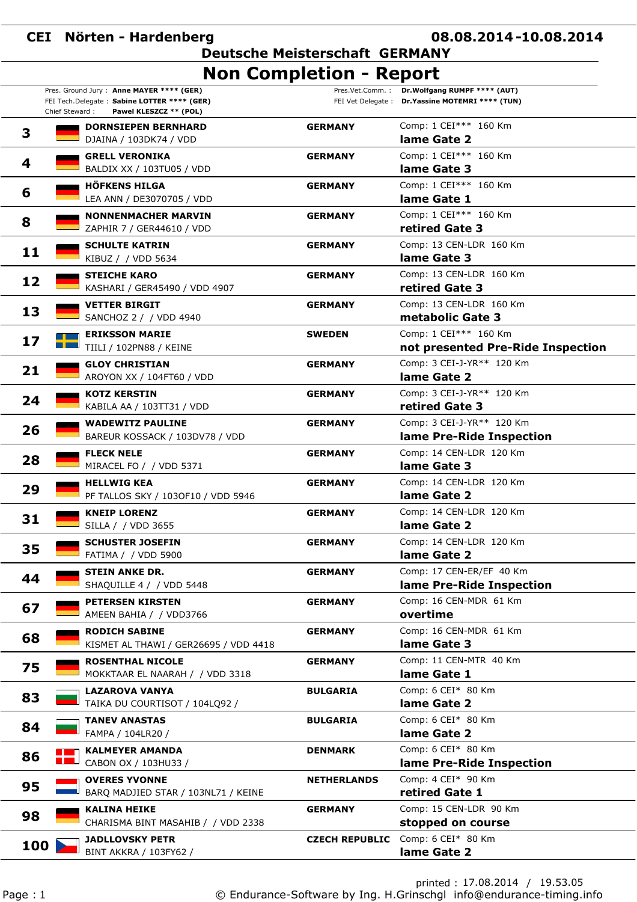**CEI Nörten - Hardenberg** **08.08.2014-10.08.2014**

**Deutsche Meisterschaft GERMANY**

# Non Completion - Report

Pres. Ground Jury : **Anne MAYER \*\*\*\* (GER)**
FEI Tech.Delegate : **Sabine LOTTER \*\*\*\* (GER)**
Chief Steward : **Pawel KLESZCZ \*\* (POL)**

Pres.Vet.Comm. : **Dr.Wolfgang RUMPF \*\*\*\* (AUT)**
FEI Vet Delegate : **Dr.Yassine MOTEMRI \*\*\*\* (TUN)**

| No. | Rider / Horse | Nation | Competition / Reason |
|---|---|---|---|
| 3 | **DORNSIEPEN BERNHARD**<br>DJAINA / 103DK74 / VDD | **GERMANY** | Comp: 1 CEI\*\*\* 160 Km<br>**lame Gate 2** |
| 4 | **GRELL VERONIKA**<br>BALDIX XX / 103TU05 / VDD | **GERMANY** | Comp: 1 CEI\*\*\* 160 Km<br>**lame Gate 3** |
| 6 | **HÖFKENS HILGA**<br>LEA ANN / DE3070705 / VDD | **GERMANY** | Comp: 1 CEI\*\*\* 160 Km<br>**lame Gate 1** |
| 8 | **NONNENMACHER MARVIN**<br>ZAPHIR 7 / GER44610 / VDD | **GERMANY** | Comp: 1 CEI\*\*\* 160 Km<br>**retired Gate 3** |
| 11 | **SCHULTE KATRIN**<br>KIBUZ / / VDD 5634 | **GERMANY** | Comp: 13 CEN-LDR 160 Km<br>**lame Gate 3** |
| 12 | **STEICHE KARO**<br>KASHARI / GER45490 / VDD 4907 | **GERMANY** | Comp: 13 CEN-LDR 160 Km<br>**retired Gate 3** |
| 13 | **VETTER BIRGIT**<br>SANCHOZ 2 / / VDD 4940 | **GERMANY** | Comp: 13 CEN-LDR 160 Km<br>**metabolic Gate 3** |
| 17 | **ERIKSSON MARIE**<br>TIILI / 102PN88 / KEINE | **SWEDEN** | Comp: 1 CEI\*\*\* 160 Km<br>**not presented Pre-Ride Inspection** |
| 21 | **GLOY CHRISTIAN**<br>AROYON XX / 104FT60 / VDD | **GERMANY** | Comp: 3 CEI-J-YR\*\* 120 Km<br>**lame Gate 2** |
| 24 | **KOTZ KERSTIN**<br>KABILA AA / 103TT31 / VDD | **GERMANY** | Comp: 3 CEI-J-YR\*\* 120 Km<br>**retired Gate 3** |
| 26 | **WADEWITZ PAULINE**<br>BAREUR KOSSACK / 103DV78 / VDD | **GERMANY** | Comp: 3 CEI-J-YR\*\* 120 Km<br>**lame Pre-Ride Inspection** |
| 28 | **FLECK NELE**<br>MIRACEL FO / / VDD 5371 | **GERMANY** | Comp: 14 CEN-LDR 120 Km<br>**lame Gate 3** |
| 29 | **HELLWIG KEA**<br>PF TALLOS SKY / 103OF10 / VDD 5946 | **GERMANY** | Comp: 14 CEN-LDR 120 Km<br>**lame Gate 2** |
| 31 | **KNEIP LORENZ**<br>SILLA / / VDD 3655 | **GERMANY** | Comp: 14 CEN-LDR 120 Km<br>**lame Gate 2** |
| 35 | **SCHUSTER JOSEFIN**<br>FATIMA / / VDD 5900 | **GERMANY** | Comp: 14 CEN-LDR 120 Km<br>**lame Gate 2** |
| 44 | **STEIN ANKE DR.**<br>SHAQUILLE 4 / / VDD 5448 | **GERMANY** | Comp: 17 CEN-ER/EF 40 Km<br>**lame Pre-Ride Inspection** |
| 67 | **PETERSEN KIRSTEN**<br>AMEEN BAHIA / / VDD3766 | **GERMANY** | Comp: 16 CEN-MDR 61 Km<br>**overtime** |
| 68 | **RODICH SABINE**<br>KISMET AL THAWI / GER26695 / VDD 4418 | **GERMANY** | Comp: 16 CEN-MDR 61 Km<br>**lame Gate 3** |
| 75 | **ROSENTHAL NICOLE**<br>MOKKTAAR EL NAARAH / / VDD 3318 | **GERMANY** | Comp: 11 CEN-MTR 40 Km<br>**lame Gate 1** |
| 83 | **LAZAROVA VANYA**<br>TAIKA DU COURTISOT / 104LQ92 / | **BULGARIA** | Comp: 6 CEI\* 80 Km<br>**lame Gate 2** |
| 84 | **TANEV ANASTAS**<br>FAMPA / 104LR20 / | **BULGARIA** | Comp: 6 CEI\* 80 Km<br>**lame Gate 2** |
| 86 | **KALMEYER AMANDA**<br>CABON OX / 103HU33 / | **DENMARK** | Comp: 6 CEI\* 80 Km<br>**lame Pre-Ride Inspection** |
| 95 | **OVERES YVONNE**<br>BARQ MADJIED STAR / 103NL71 / KEINE | **NETHERLANDS** | Comp: 4 CEI\* 90 Km<br>**retired Gate 1** |
| 98 | **KALINA HEIKE**<br>CHARISMA BINT MASAHIB / / VDD 2338 | **GERMANY** | Comp: 15 CEN-LDR 90 Km<br>**stopped on course** |
| 100 | **JADLLOVSKY PETR**<br>BINT AKKRA / 103FY62 / | **CZECH REPUBLIC** | Comp: 6 CEI\* 80 Km<br>**lame Gate 2** |

printed : 17.08.2014 / 19.53.05

© Endurance-Software by Ing. H.Grinschgl info@endurance-timing.info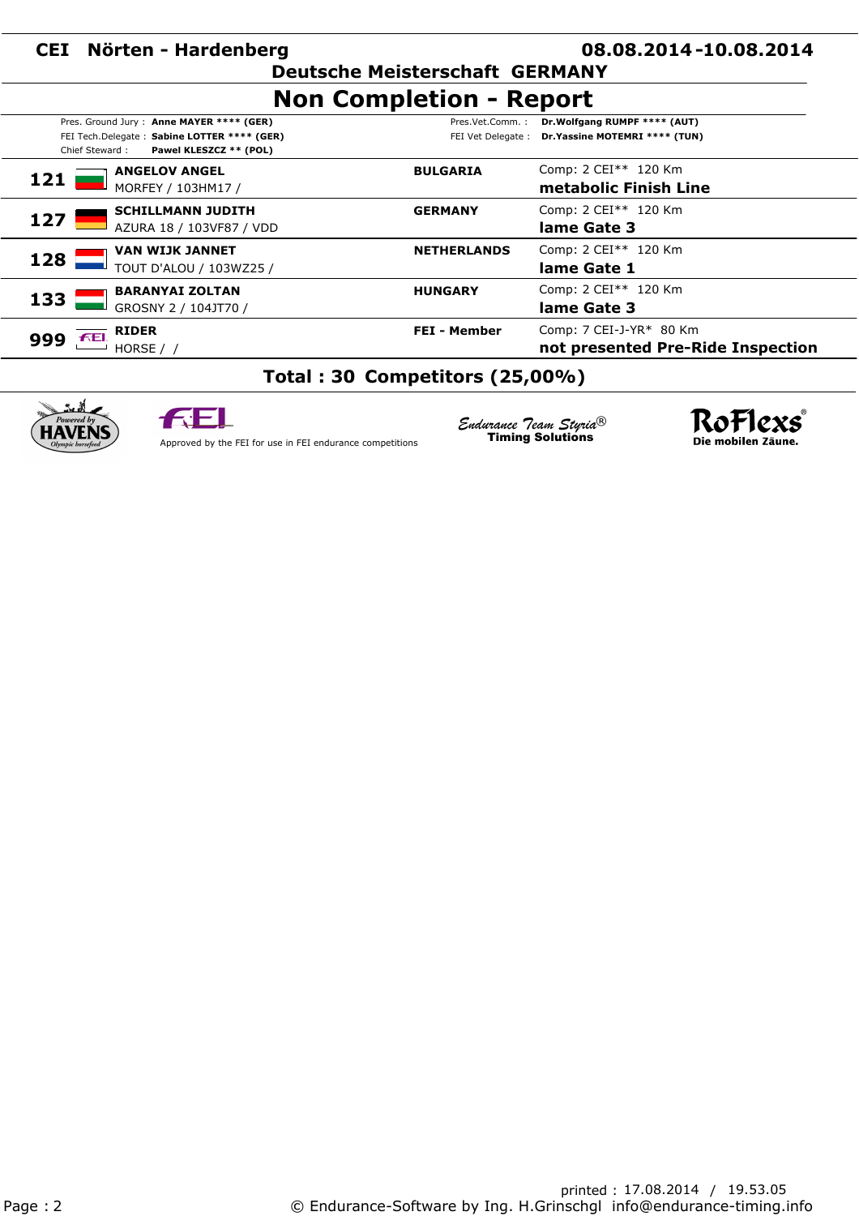# CEI Nörten - Hardenberg 08.08.2014-10.08.2014

## Deutsche Meisterschaft GERMANY

## Non Completion - Report

Pres. Ground Jury : **Anne MAYER \*\*\*\* (GER)**
FEI Tech.Delegate : **Sabine LOTTER \*\*\*\* (GER)**
Chief Steward : **Pawel KLESZCZ \*\* (POL)**

Pres.Vet.Comm. : **Dr.Wolfgang RUMPF \*\*\*\* (AUT)**
FEI Vet Delegate : **Dr.Yassine MOTEMRI \*\*\*\* (TUN)**

| No. | Rider / Horse | Nation | Competition / Reason |
|---|---|---|---|
| **121** | **ANGELOV ANGEL**<br>MORFEY / 103HM17 / | **BULGARIA** | Comp: 2 CEI\*\* 120 Km<br>**metabolic Finish Line** |
| **127** | **SCHILLMANN JUDITH**<br>AZURA 18 / 103VF87 / VDD | **GERMANY** | Comp: 2 CEI\*\* 120 Km<br>**lame Gate 3** |
| **128** | **VAN WIJK JANNET**<br>TOUT D'ALOU / 103WZ25 / | **NETHERLANDS** | Comp: 2 CEI\*\* 120 Km<br>**lame Gate 1** |
| **133** | **BARANYAI ZOLTAN**<br>GROSNY 2 / 104JT70 / | **HUNGARY** | Comp: 2 CEI\*\* 120 Km<br>**lame Gate 3** |
| **999** | **RIDER**<br>HORSE / / | **FEI - Member** | Comp: 7 CEI-J-YR\* 80 Km<br>**not presented Pre-Ride Inspection** |

**Total : 30 Competitors (25,00%)**

Powered by HAVENS Olympic horsefeed

Approved by the FEI for use in FEI endurance competitions

Endurance Team Styria® Timing Solutions

RoFlexs® Die mobilen Zäune.

printed : 17.08.2014 / 19.53.05

© Endurance-Software by Ing. H.Grinschgl info@endurance-timing.info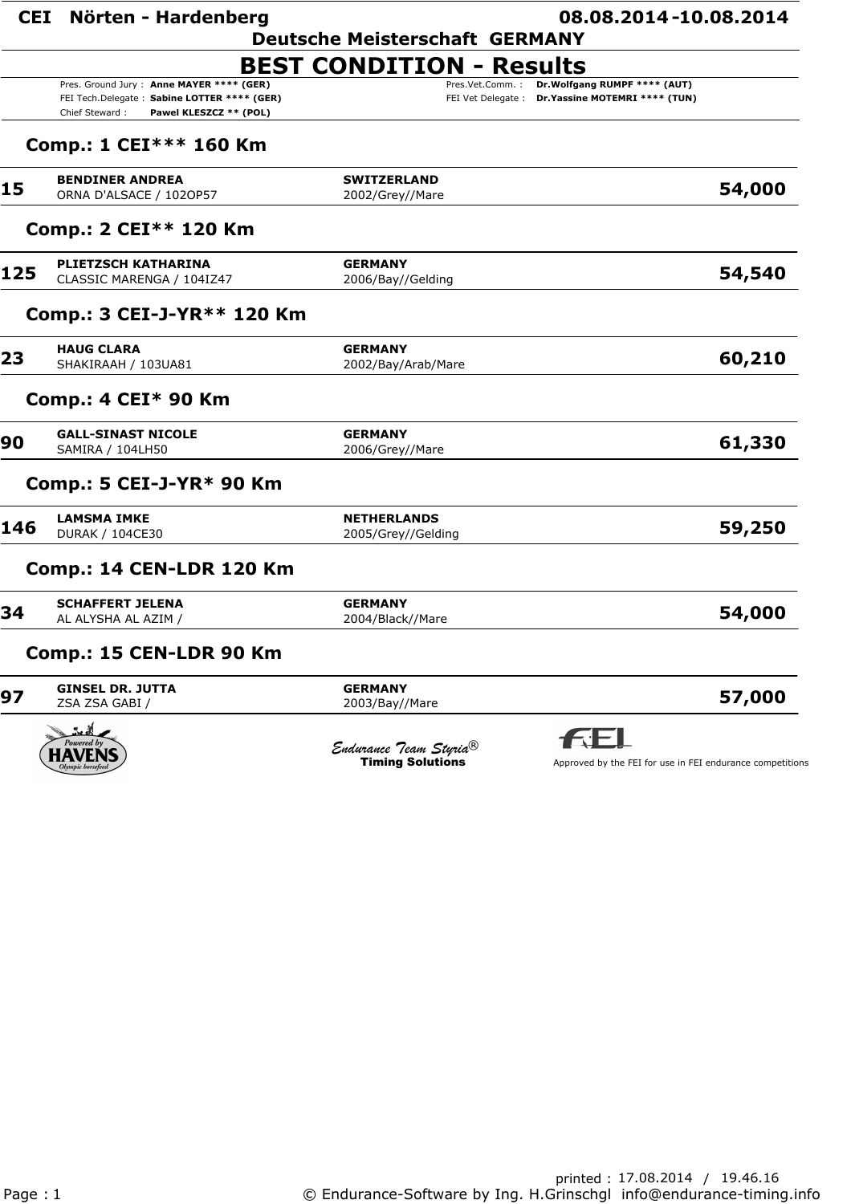# CEI Nörten - Hardenberg

08.08.2014 -10.08.2014

## Deutsche Meisterschaft GERMANY

# BEST CONDITION - Results

Pres. Ground Jury : **Anne MAYER **** (GER)**
FEI Tech.Delegate : **Sabine LOTTER **** (GER)**
Chief Steward : **Pawel KLESZCZ ** (POL)**

Pres.Vet.Comm. : **Dr.Wolfgang RUMPF **** (AUT)**
FEI Vet Delegate : **Dr.Yassine MOTEMRI **** (TUN)**

### Comp.: 1 CEI*** 160 Km

| | | | |
|---|---|---|---|
| **15** | **BENDINER ANDREA**<br>ORNA D'ALSACE / 102OP57 | **SWITZERLAND**<br>2002/Grey//Mare | **54,000** |

### Comp.: 2 CEI** 120 Km

| | | | |
|---|---|---|---|
| **125** | **PLIETZSCH KATHARINA**<br>CLASSIC MARENGA / 104IZ47 | **GERMANY**<br>2006/Bay//Gelding | **54,540** |

### Comp.: 3 CEI-J-YR** 120 Km

| | | | |
|---|---|---|---|
| **23** | **HAUG CLARA**<br>SHAKIRAAH / 103UA81 | **GERMANY**<br>2002/Bay/Arab/Mare | **60,210** |

### Comp.: 4 CEI* 90 Km

| | | | |
|---|---|---|---|
| **90** | **GALL-SINAST NICOLE**<br>SAMIRA / 104LH50 | **GERMANY**<br>2006/Grey//Mare | **61,330** |

### Comp.: 5 CEI-J-YR* 90 Km

| | | | |
|---|---|---|---|
| **146** | **LAMSMA IMKE**<br>DURAK / 104CE30 | **NETHERLANDS**<br>2005/Grey//Gelding | **59,250** |

### Comp.: 14 CEN-LDR 120 Km

| | | | |
|---|---|---|---|
| **34** | **SCHAFFERT JELENA**<br>AL ALYSHA AL AZIM / | **GERMANY**<br>2004/Black//Mare | **54,000** |

### Comp.: 15 CEN-LDR 90 Km

| | | | |
|---|---|---|---|
| **97** | **GINSEL DR. JUTTA**<br>ZSA ZSA GABI / | **GERMANY**<br>2003/Bay//Mare | **57,000** |

Powered by HAVENS Olympic horsefeed

Endurance Team Styria® Timing Solutions

Approved by the FEI for use in FEI endurance competitions

printed : 17.08.2014 / 19.46.16

© Endurance-Software by Ing. H.Grinschgl info@endurance-timing.info